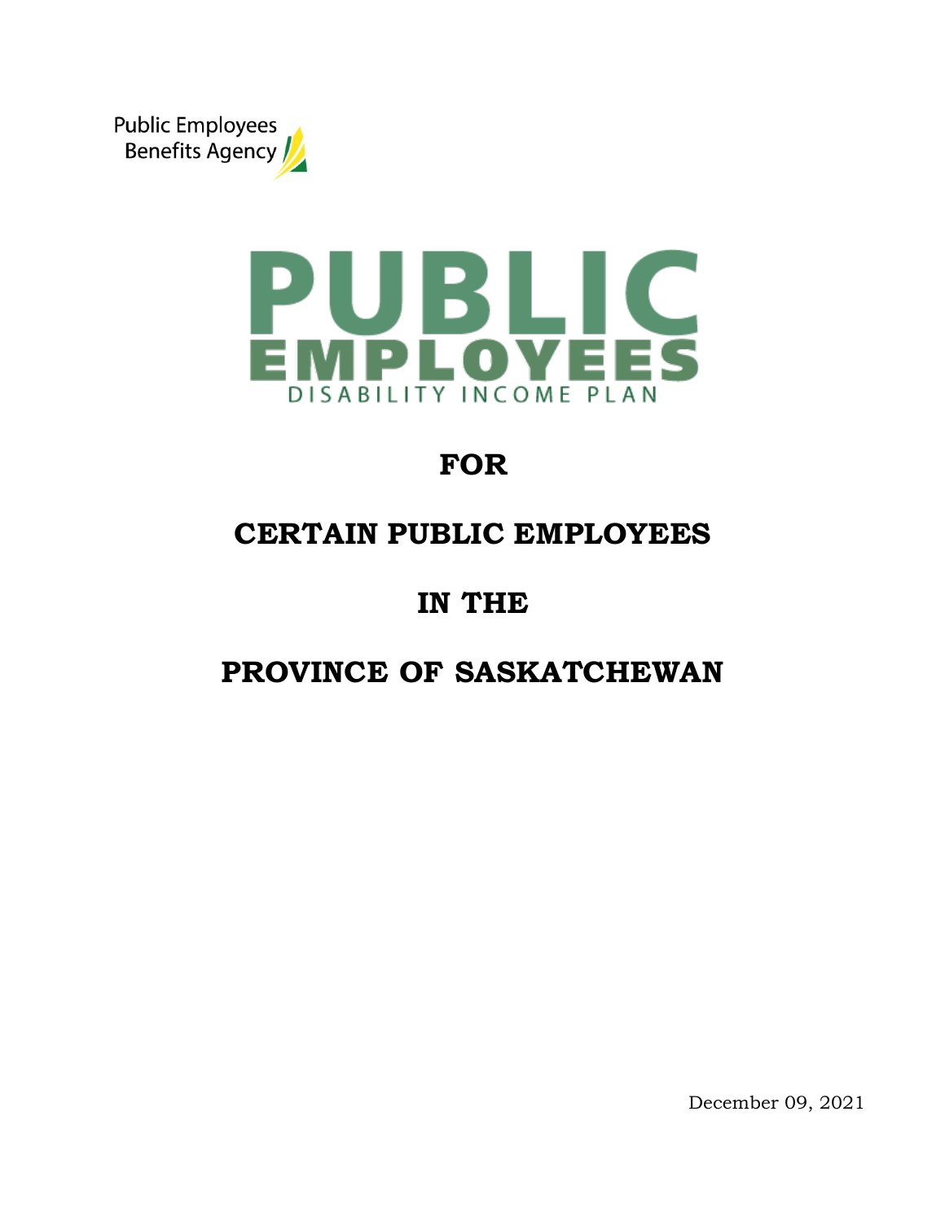Public Employees Benefits Agency

# PUBLIC EMPLOYEES

DISABILITY INCOME PLAN

## FOR

## CERTAIN PUBLIC EMPLOYEES

## IN THE

## PROVINCE OF SASKATCHEWAN

December 09, 2021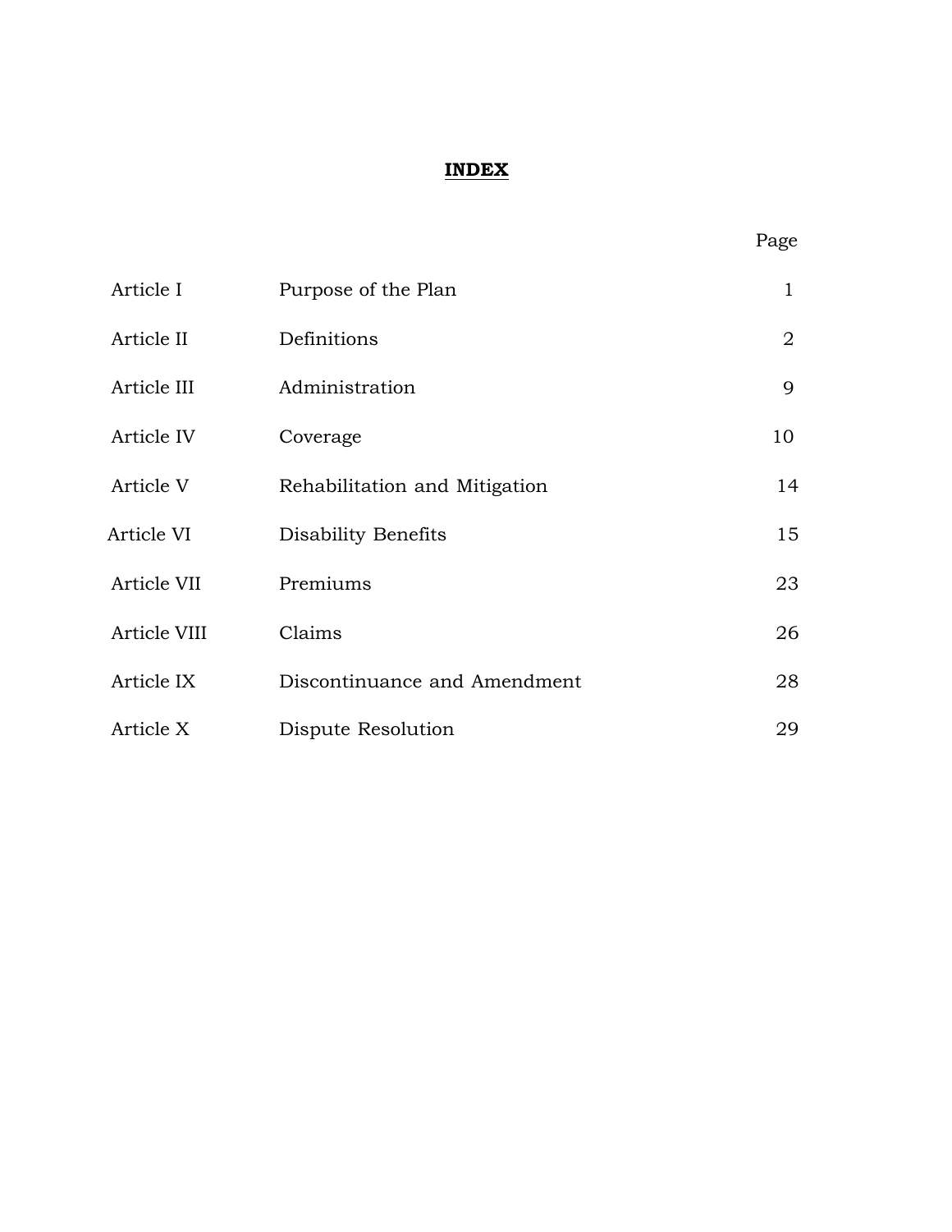# INDEX

| | | Page |
|---|---|---|
| Article I | Purpose of the Plan | 1 |
| Article II | Definitions | 2 |
| Article III | Administration | 9 |
| Article IV | Coverage | 10 |
| Article V | Rehabilitation and Mitigation | 14 |
| Article VI | Disability Benefits | 15 |
| Article VII | Premiums | 23 |
| Article VIII | Claims | 26 |
| Article IX | Discontinuance and Amendment | 28 |
| Article X | Dispute Resolution | 29 |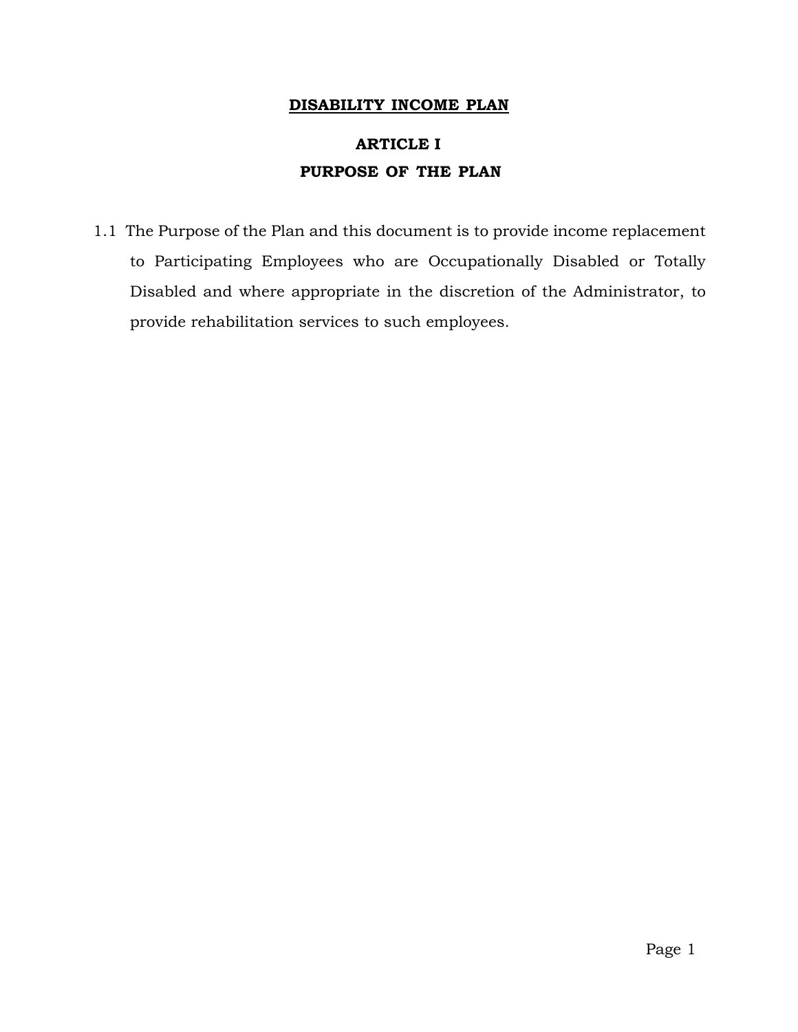# DISABILITY INCOME PLAN

## ARTICLE I
## PURPOSE OF THE PLAN

1.1 The Purpose of the Plan and this document is to provide income replacement to Participating Employees who are Occupationally Disabled or Totally Disabled and where appropriate in the discretion of the Administrator, to provide rehabilitation services to such employees.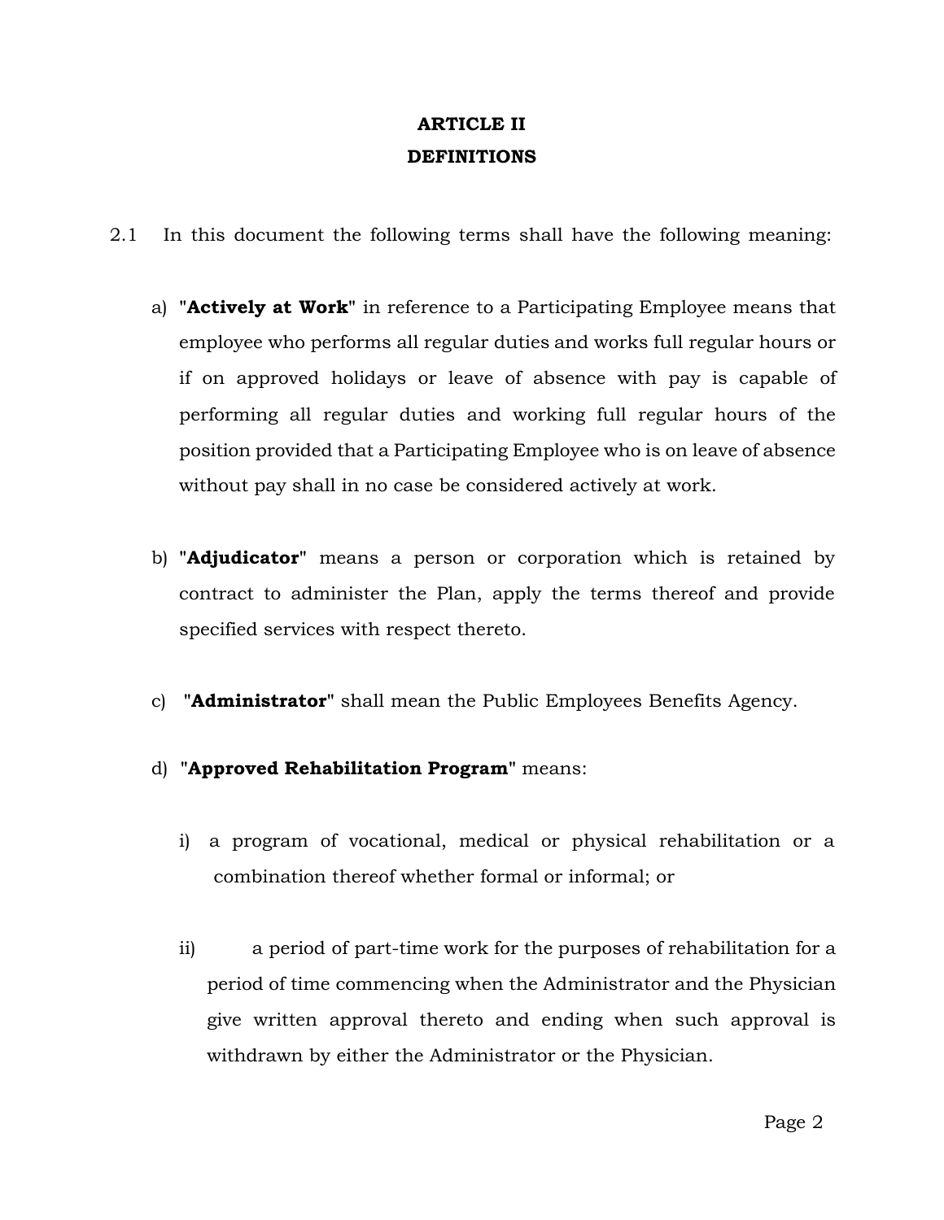# ARTICLE II
# DEFINITIONS

2.1 In this document the following terms shall have the following meaning:

a) "**Actively at Work**" in reference to a Participating Employee means that employee who performs all regular duties and works full regular hours or if on approved holidays or leave of absence with pay is capable of performing all regular duties and working full regular hours of the position provided that a Participating Employee who is on leave of absence without pay shall in no case be considered actively at work.

b) "**Adjudicator**" means a person or corporation which is retained by contract to administer the Plan, apply the terms thereof and provide specified services with respect thereto.

c) "**Administrator**" shall mean the Public Employees Benefits Agency.

d) "**Approved Rehabilitation Program**" means:

   i) a program of vocational, medical or physical rehabilitation or a combination thereof whether formal or informal; or

   ii) a period of part-time work for the purposes of rehabilitation for a period of time commencing when the Administrator and the Physician give written approval thereto and ending when such approval is withdrawn by either the Administrator or the Physician.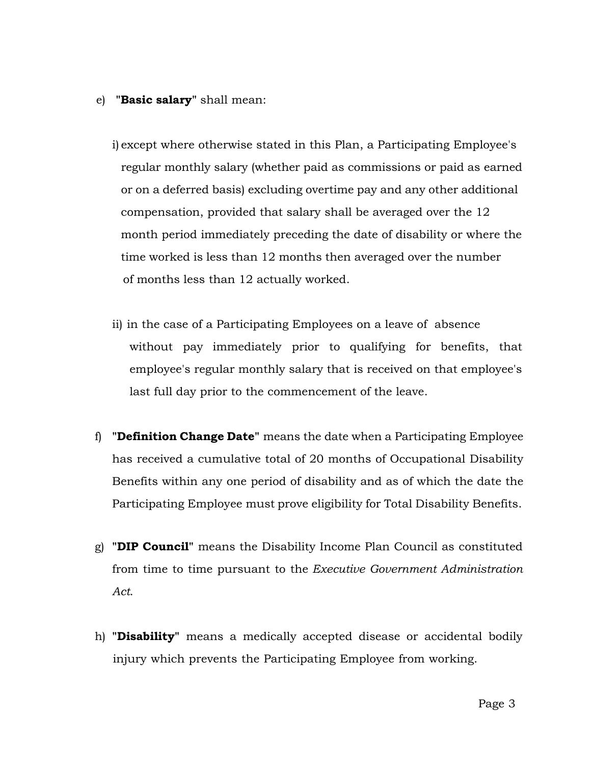e) "**Basic salary**" shall mean:

   i) except where otherwise stated in this Plan, a Participating Employee's regular monthly salary (whether paid as commissions or paid as earned or on a deferred basis) excluding overtime pay and any other additional compensation, provided that salary shall be averaged over the 12 month period immediately preceding the date of disability or where the time worked is less than 12 months then averaged over the number of months less than 12 actually worked.

   ii) in the case of a Participating Employees on a leave of absence without pay immediately prior to qualifying for benefits, that employee's regular monthly salary that is received on that employee's last full day prior to the commencement of the leave.

f) "**Definition Change Date**" means the date when a Participating Employee has received a cumulative total of 20 months of Occupational Disability Benefits within any one period of disability and as of which the date the Participating Employee must prove eligibility for Total Disability Benefits.

g) "**DIP Council**" means the Disability Income Plan Council as constituted from time to time pursuant to the *Executive Government Administration Act*.

h) "**Disability**" means a medically accepted disease or accidental bodily injury which prevents the Participating Employee from working.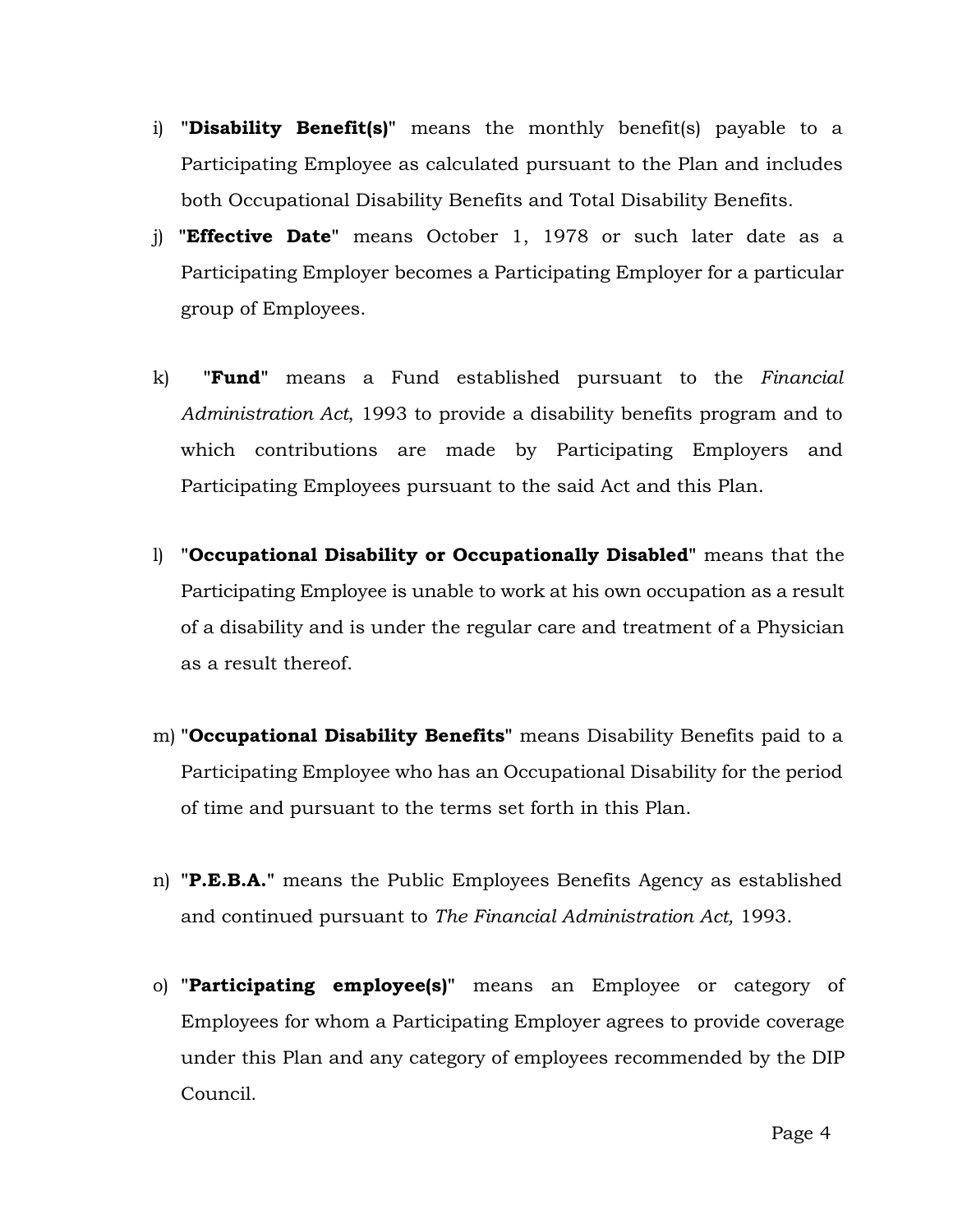i) "**Disability Benefit(s)**" means the monthly benefit(s) payable to a Participating Employee as calculated pursuant to the Plan and includes both Occupational Disability Benefits and Total Disability Benefits.

j) "**Effective Date**" means October 1, 1978 or such later date as a Participating Employer becomes a Participating Employer for a particular group of Employees.

k) "**Fund**" means a Fund established pursuant to the *Financial Administration Act*, 1993 to provide a disability benefits program and to which contributions are made by Participating Employers and Participating Employees pursuant to the said Act and this Plan.

l) "**Occupational Disability or Occupationally Disabled**" means that the Participating Employee is unable to work at his own occupation as a result of a disability and is under the regular care and treatment of a Physician as a result thereof.

m) "**Occupational Disability Benefits**" means Disability Benefits paid to a Participating Employee who has an Occupational Disability for the period of time and pursuant to the terms set forth in this Plan.

n) "**P.E.B.A.**" means the Public Employees Benefits Agency as established and continued pursuant to *The Financial Administration Act,* 1993.

o) "**Participating employee(s)**" means an Employee or category of Employees for whom a Participating Employer agrees to provide coverage under this Plan and any category of employees recommended by the DIP Council.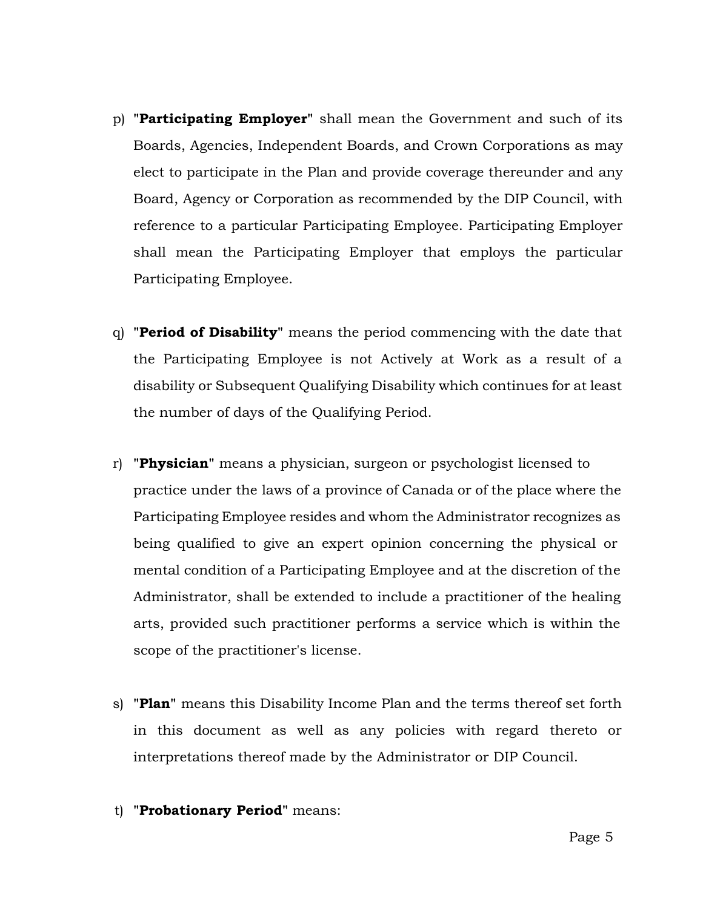p) "**Participating Employer**" shall mean the Government and such of its Boards, Agencies, Independent Boards, and Crown Corporations as may elect to participate in the Plan and provide coverage thereunder and any Board, Agency or Corporation as recommended by the DIP Council, with reference to a particular Participating Employee. Participating Employer shall mean the Participating Employer that employs the particular Participating Employee.

q) "**Period of Disability**" means the period commencing with the date that the Participating Employee is not Actively at Work as a result of a disability or Subsequent Qualifying Disability which continues for at least the number of days of the Qualifying Period.

r) "**Physician**" means a physician, surgeon or psychologist licensed to practice under the laws of a province of Canada or of the place where the Participating Employee resides and whom the Administrator recognizes as being qualified to give an expert opinion concerning the physical or mental condition of a Participating Employee and at the discretion of the Administrator, shall be extended to include a practitioner of the healing arts, provided such practitioner performs a service which is within the scope of the practitioner's license.

s) "**Plan**" means this Disability Income Plan and the terms thereof set forth in this document as well as any policies with regard thereto or interpretations thereof made by the Administrator or DIP Council.

t) "**Probationary Period**" means: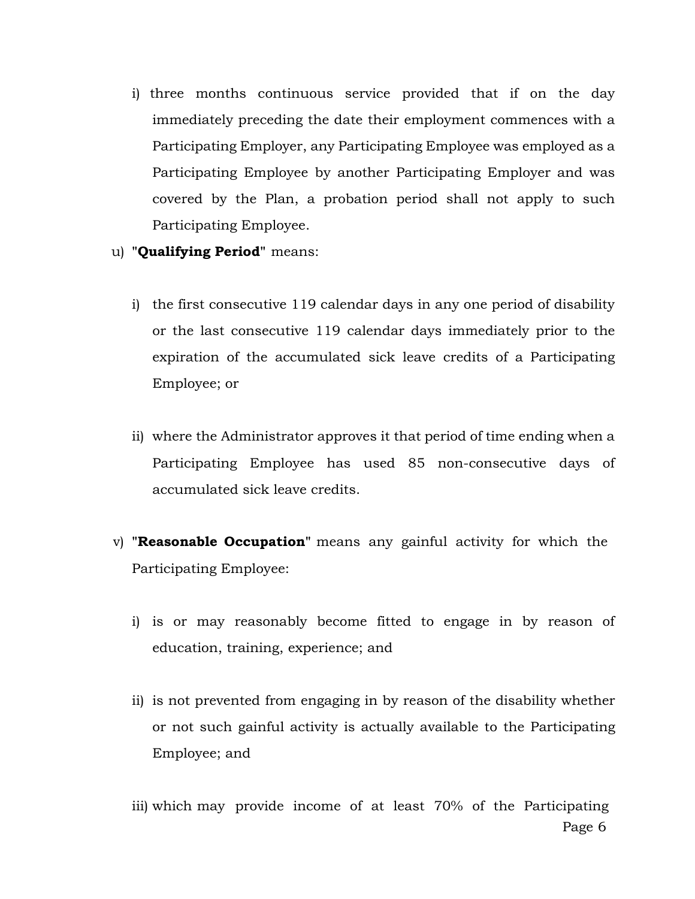i) three months continuous service provided that if on the day immediately preceding the date their employment commences with a Participating Employer, any Participating Employee was employed as a Participating Employee by another Participating Employer and was covered by the Plan, a probation period shall not apply to such Participating Employee.

u) "**Qualifying Period**" means:

i) the first consecutive 119 calendar days in any one period of disability or the last consecutive 119 calendar days immediately prior to the expiration of the accumulated sick leave credits of a Participating Employee; or

ii) where the Administrator approves it that period of time ending when a Participating Employee has used 85 non-consecutive days of accumulated sick leave credits.

v) "**Reasonable Occupation**" means any gainful activity for which the Participating Employee:

i) is or may reasonably become fitted to engage in by reason of education, training, experience; and

ii) is not prevented from engaging in by reason of the disability whether or not such gainful activity is actually available to the Participating Employee; and

iii) which may provide income of at least 70% of the Participating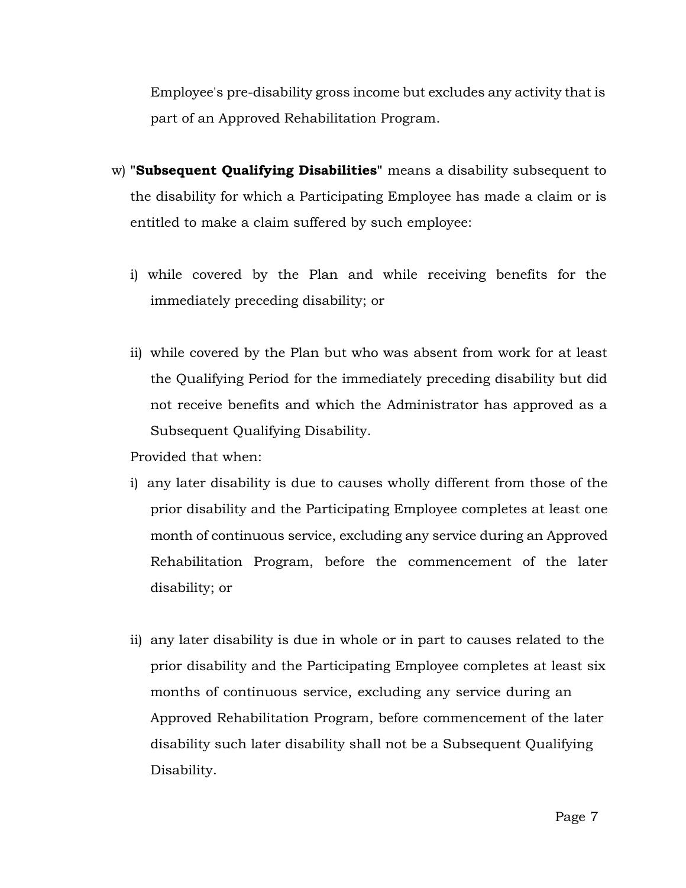Employee's pre-disability gross income but excludes any activity that is part of an Approved Rehabilitation Program.

w) "**Subsequent Qualifying Disabilities**" means a disability subsequent to the disability for which a Participating Employee has made a claim or is entitled to make a claim suffered by such employee:

   i) while covered by the Plan and while receiving benefits for the immediately preceding disability; or

   ii) while covered by the Plan but who was absent from work for at least the Qualifying Period for the immediately preceding disability but did not receive benefits and which the Administrator has approved as a Subsequent Qualifying Disability.

   Provided that when:

   i) any later disability is due to causes wholly different from those of the prior disability and the Participating Employee completes at least one month of continuous service, excluding any service during an Approved Rehabilitation Program, before the commencement of the later disability; or

   ii) any later disability is due in whole or in part to causes related to the prior disability and the Participating Employee completes at least six months of continuous service, excluding any service during an Approved Rehabilitation Program, before commencement of the later disability such later disability shall not be a Subsequent Qualifying Disability.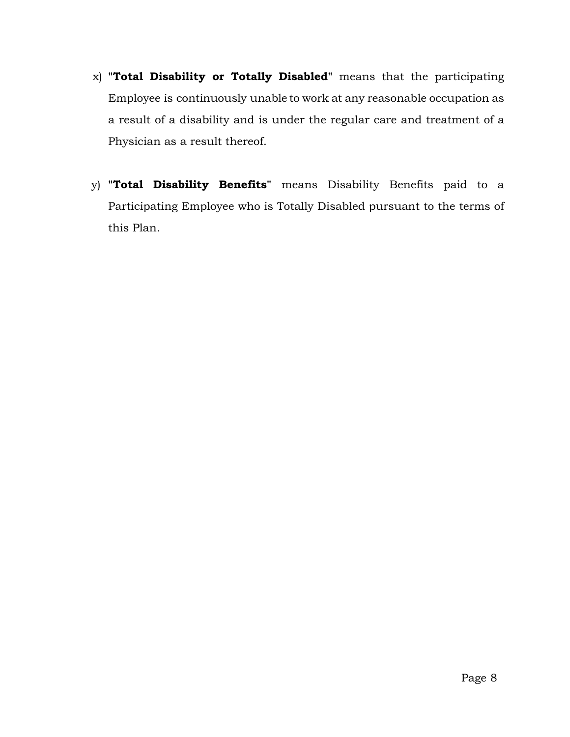x) "**Total Disability or Totally Disabled**" means that the participating Employee is continuously unable to work at any reasonable occupation as a result of a disability and is under the regular care and treatment of a Physician as a result thereof.

y) "**Total Disability Benefits**" means Disability Benefits paid to a Participating Employee who is Totally Disabled pursuant to the terms of this Plan.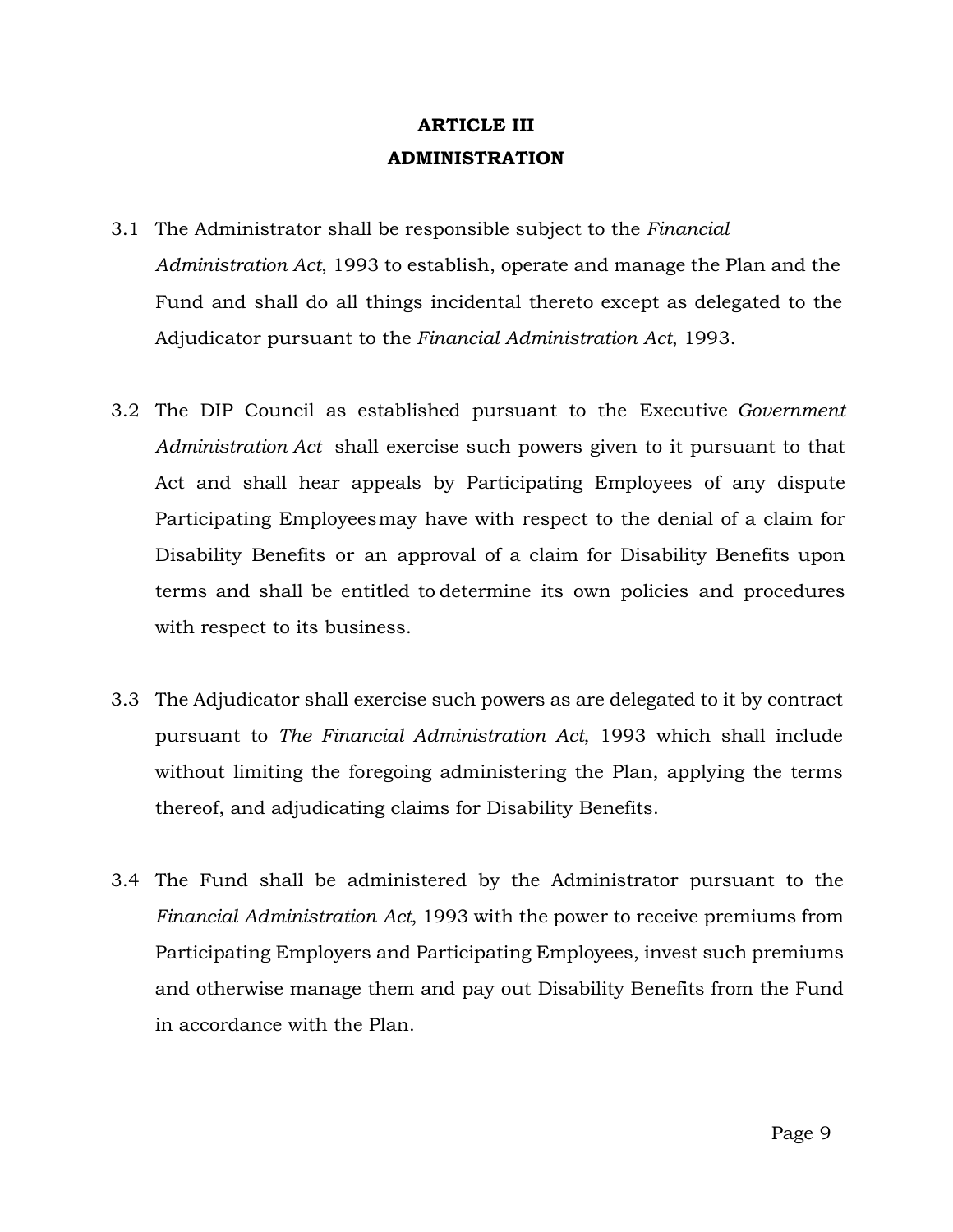# ARTICLE III
## ADMINISTRATION

3.1 The Administrator shall be responsible subject to the *Financial Administration Act*, 1993 to establish, operate and manage the Plan and the Fund and shall do all things incidental thereto except as delegated to the Adjudicator pursuant to the *Financial Administration Act*, 1993.

3.2 The DIP Council as established pursuant to the Executive *Government Administration Act* shall exercise such powers given to it pursuant to that Act and shall hear appeals by Participating Employees of any dispute Participating Employees may have with respect to the denial of a claim for Disability Benefits or an approval of a claim for Disability Benefits upon terms and shall be entitled to determine its own policies and procedures with respect to its business.

3.3 The Adjudicator shall exercise such powers as are delegated to it by contract pursuant to *The Financial Administration Act*, 1993 which shall include without limiting the foregoing administering the Plan, applying the terms thereof, and adjudicating claims for Disability Benefits.

3.4 The Fund shall be administered by the Administrator pursuant to the *Financial Administration Act*, 1993 with the power to receive premiums from Participating Employers and Participating Employees, invest such premiums and otherwise manage them and pay out Disability Benefits from the Fund in accordance with the Plan.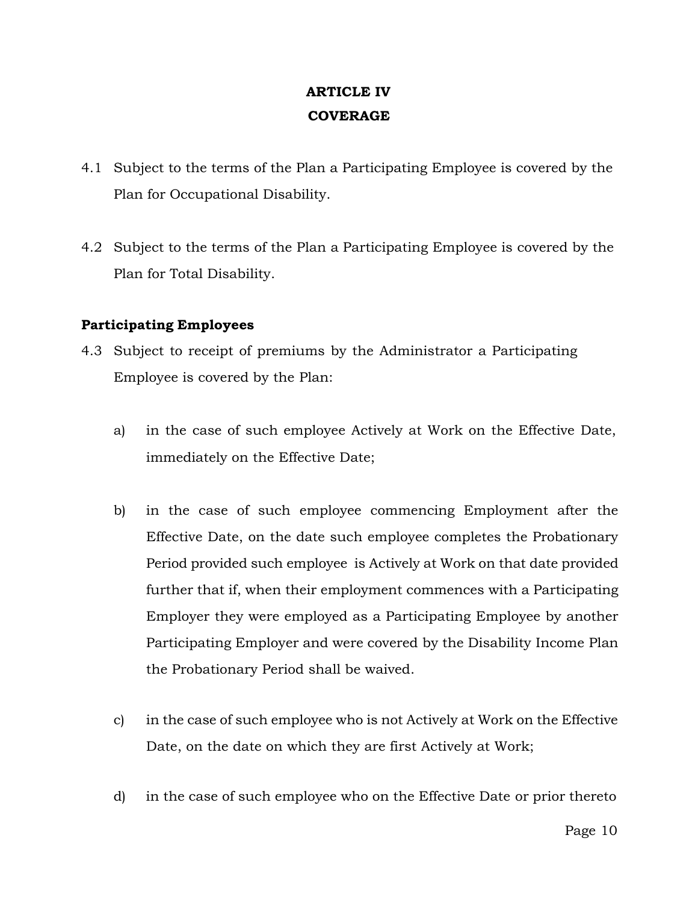# ARTICLE IV
# COVERAGE

4.1 Subject to the terms of the Plan a Participating Employee is covered by the Plan for Occupational Disability.

4.2 Subject to the terms of the Plan a Participating Employee is covered by the Plan for Total Disability.

**Participating Employees**

4.3 Subject to receipt of premiums by the Administrator a Participating Employee is covered by the Plan:

a) in the case of such employee Actively at Work on the Effective Date, immediately on the Effective Date;

b) in the case of such employee commencing Employment after the Effective Date, on the date such employee completes the Probationary Period provided such employee is Actively at Work on that date provided further that if, when their employment commences with a Participating Employer they were employed as a Participating Employee by another Participating Employer and were covered by the Disability Income Plan the Probationary Period shall be waived.

c) in the case of such employee who is not Actively at Work on the Effective Date, on the date on which they are first Actively at Work;

d) in the case of such employee who on the Effective Date or prior thereto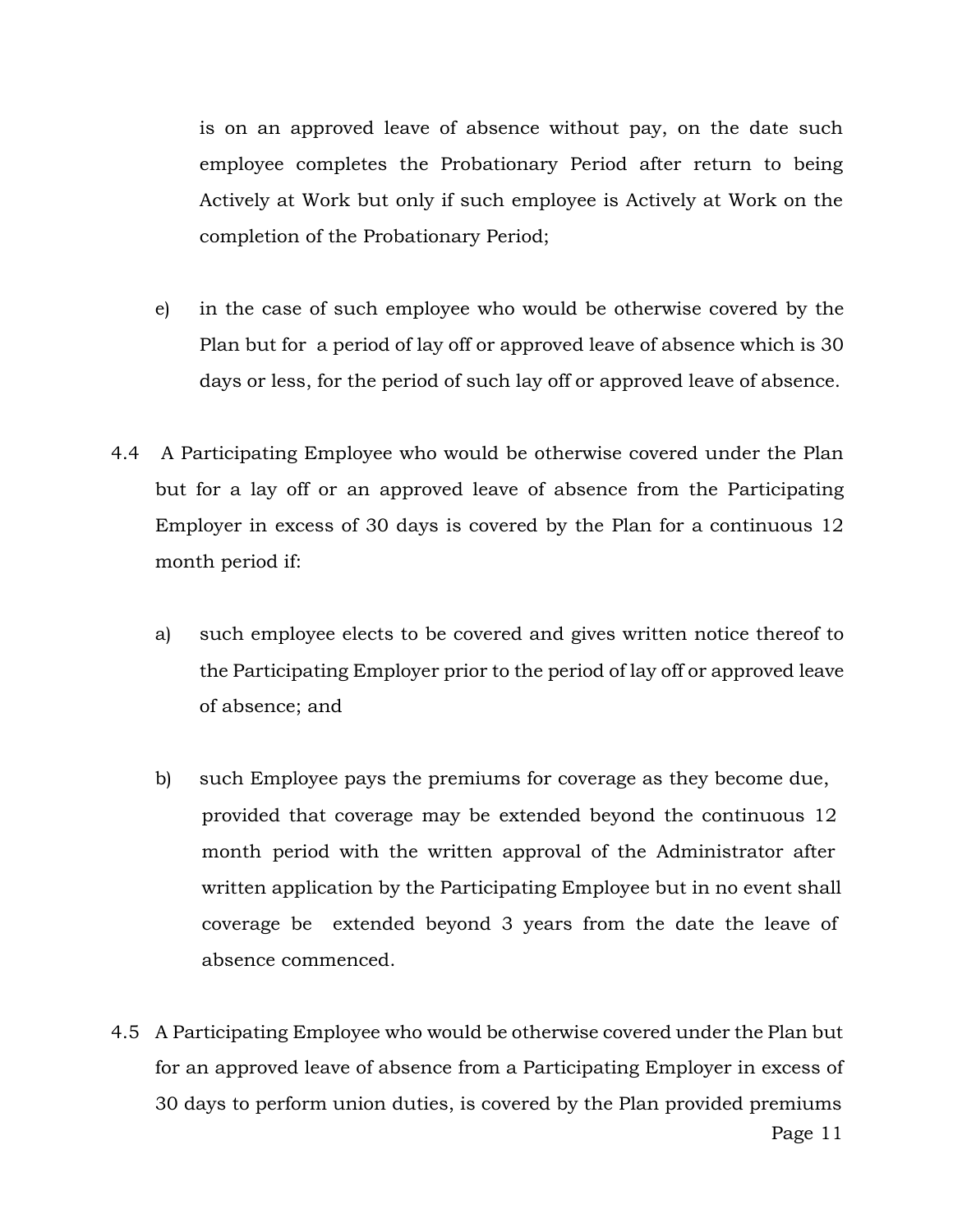is on an approved leave of absence without pay, on the date such employee completes the Probationary Period after return to being Actively at Work but only if such employee is Actively at Work on the completion of the Probationary Period;

e) in the case of such employee who would be otherwise covered by the Plan but for a period of lay off or approved leave of absence which is 30 days or less, for the period of such lay off or approved leave of absence.

4.4 A Participating Employee who would be otherwise covered under the Plan but for a lay off or an approved leave of absence from the Participating Employer in excess of 30 days is covered by the Plan for a continuous 12 month period if:

a) such employee elects to be covered and gives written notice thereof to the Participating Employer prior to the period of lay off or approved leave of absence; and

b) such Employee pays the premiums for coverage as they become due, provided that coverage may be extended beyond the continuous 12 month period with the written approval of the Administrator after written application by the Participating Employee but in no event shall coverage be extended beyond 3 years from the date the leave of absence commenced.

4.5 A Participating Employee who would be otherwise covered under the Plan but for an approved leave of absence from a Participating Employer in excess of 30 days to perform union duties, is covered by the Plan provided premiums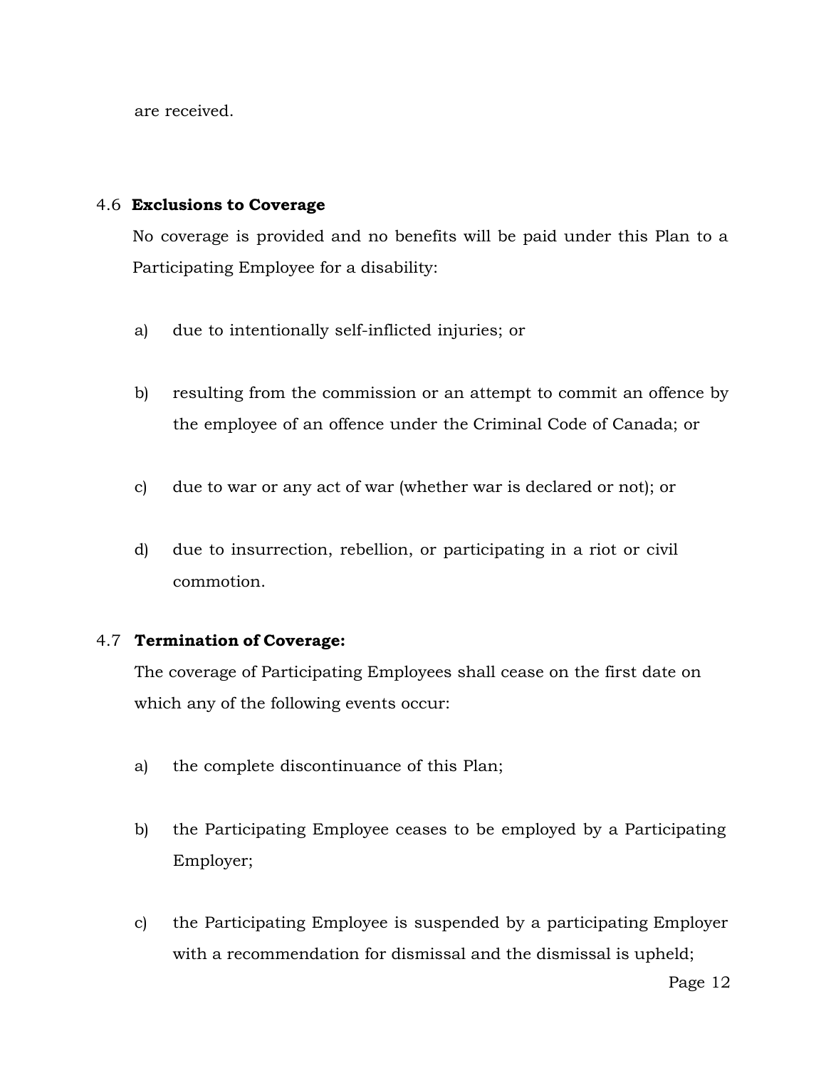are received.

### 4.6 Exclusions to Coverage

No coverage is provided and no benefits will be paid under this Plan to a Participating Employee for a disability:

a) due to intentionally self-inflicted injuries; or

b) resulting from the commission or an attempt to commit an offence by the employee of an offence under the Criminal Code of Canada; or

c) due to war or any act of war (whether war is declared or not); or

d) due to insurrection, rebellion, or participating in a riot or civil commotion.

### 4.7 Termination of Coverage:

The coverage of Participating Employees shall cease on the first date on which any of the following events occur:

a) the complete discontinuance of this Plan;

b) the Participating Employee ceases to be employed by a Participating Employer;

c) the Participating Employee is suspended by a participating Employer with a recommendation for dismissal and the dismissal is upheld;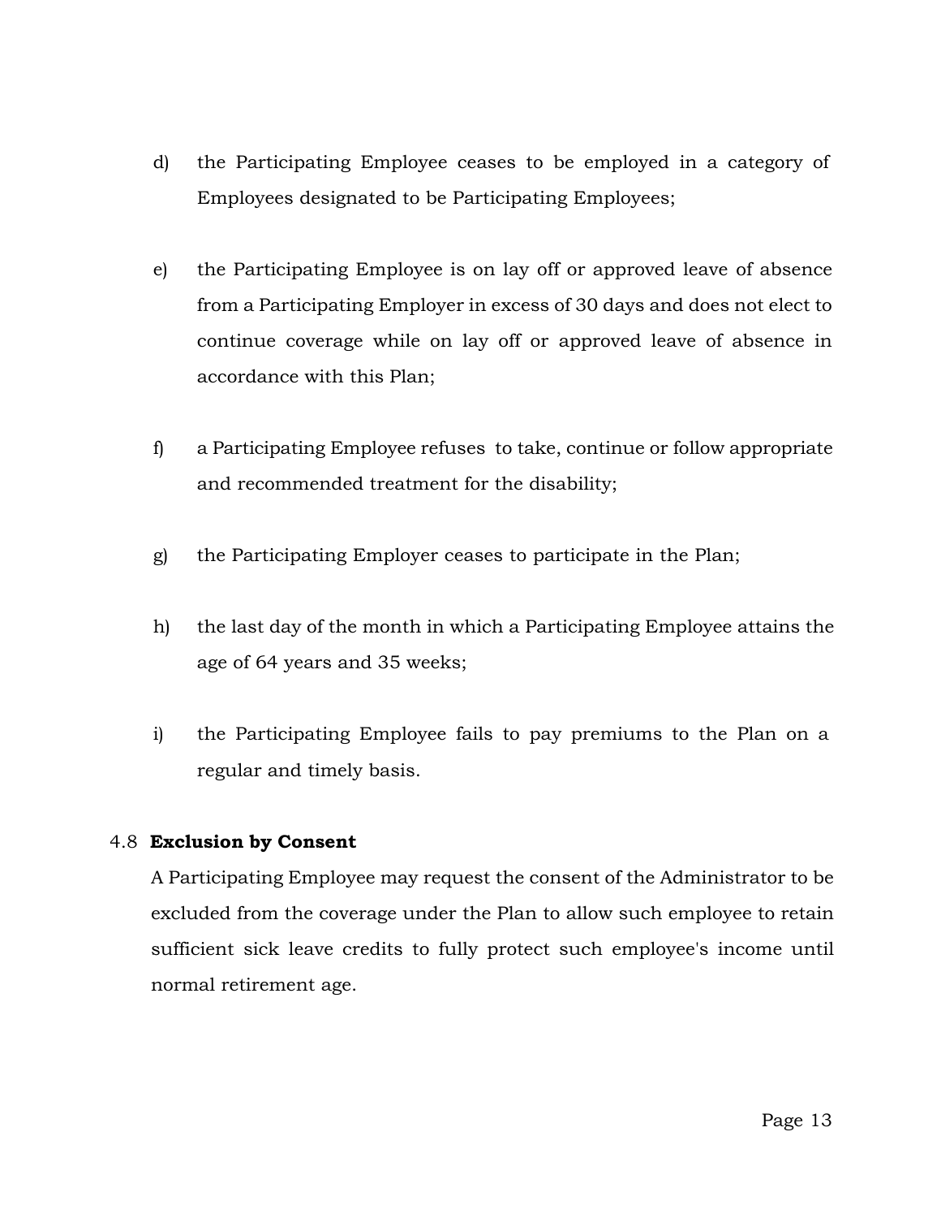d) the Participating Employee ceases to be employed in a category of Employees designated to be Participating Employees;

e) the Participating Employee is on lay off or approved leave of absence from a Participating Employer in excess of 30 days and does not elect to continue coverage while on lay off or approved leave of absence in accordance with this Plan;

f) a Participating Employee refuses to take, continue or follow appropriate and recommended treatment for the disability;

g) the Participating Employer ceases to participate in the Plan;

h) the last day of the month in which a Participating Employee attains the age of 64 years and 35 weeks;

i) the Participating Employee fails to pay premiums to the Plan on a regular and timely basis.

4.8 **Exclusion by Consent**

A Participating Employee may request the consent of the Administrator to be excluded from the coverage under the Plan to allow such employee to retain sufficient sick leave credits to fully protect such employee's income until normal retirement age.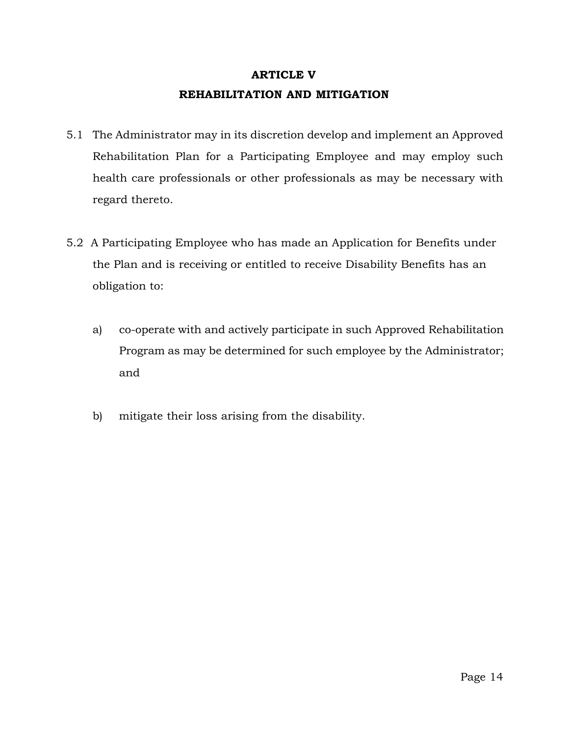# ARTICLE V
## REHABILITATION AND MITIGATION

5.1 The Administrator may in its discretion develop and implement an Approved Rehabilitation Plan for a Participating Employee and may employ such health care professionals or other professionals as may be necessary with regard thereto.

5.2 A Participating Employee who has made an Application for Benefits under the Plan and is receiving or entitled to receive Disability Benefits has an obligation to:

a) co-operate with and actively participate in such Approved Rehabilitation Program as may be determined for such employee by the Administrator; and

b) mitigate their loss arising from the disability.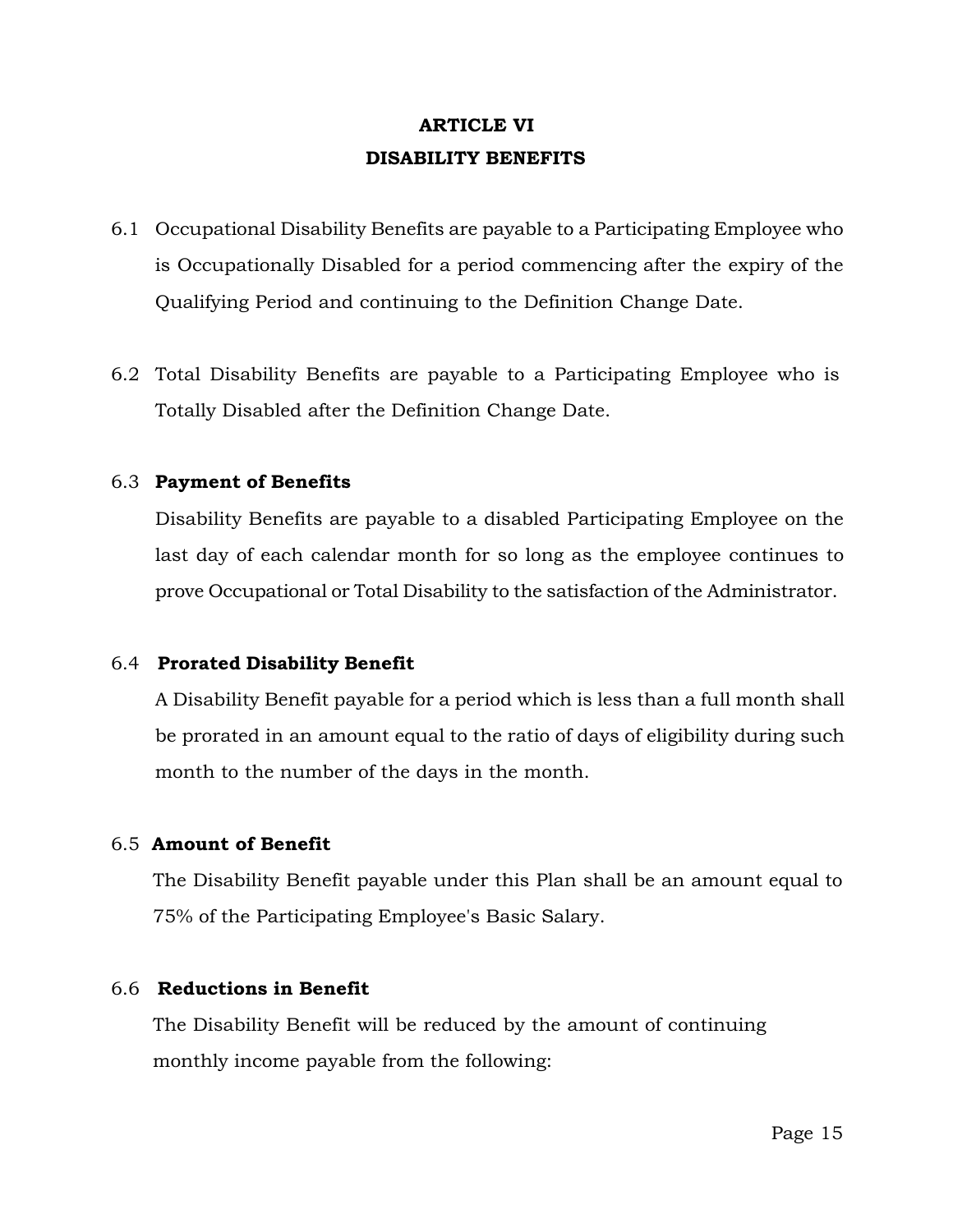# ARTICLE VI
# DISABILITY BENEFITS

6.1 Occupational Disability Benefits are payable to a Participating Employee who is Occupationally Disabled for a period commencing after the expiry of the Qualifying Period and continuing to the Definition Change Date.

6.2 Total Disability Benefits are payable to a Participating Employee who is Totally Disabled after the Definition Change Date.

### 6.3 Payment of Benefits

Disability Benefits are payable to a disabled Participating Employee on the last day of each calendar month for so long as the employee continues to prove Occupational or Total Disability to the satisfaction of the Administrator.

### 6.4 Prorated Disability Benefit

A Disability Benefit payable for a period which is less than a full month shall be prorated in an amount equal to the ratio of days of eligibility during such month to the number of the days in the month.

### 6.5 Amount of Benefit

The Disability Benefit payable under this Plan shall be an amount equal to 75% of the Participating Employee's Basic Salary.

### 6.6 Reductions in Benefit

The Disability Benefit will be reduced by the amount of continuing monthly income payable from the following: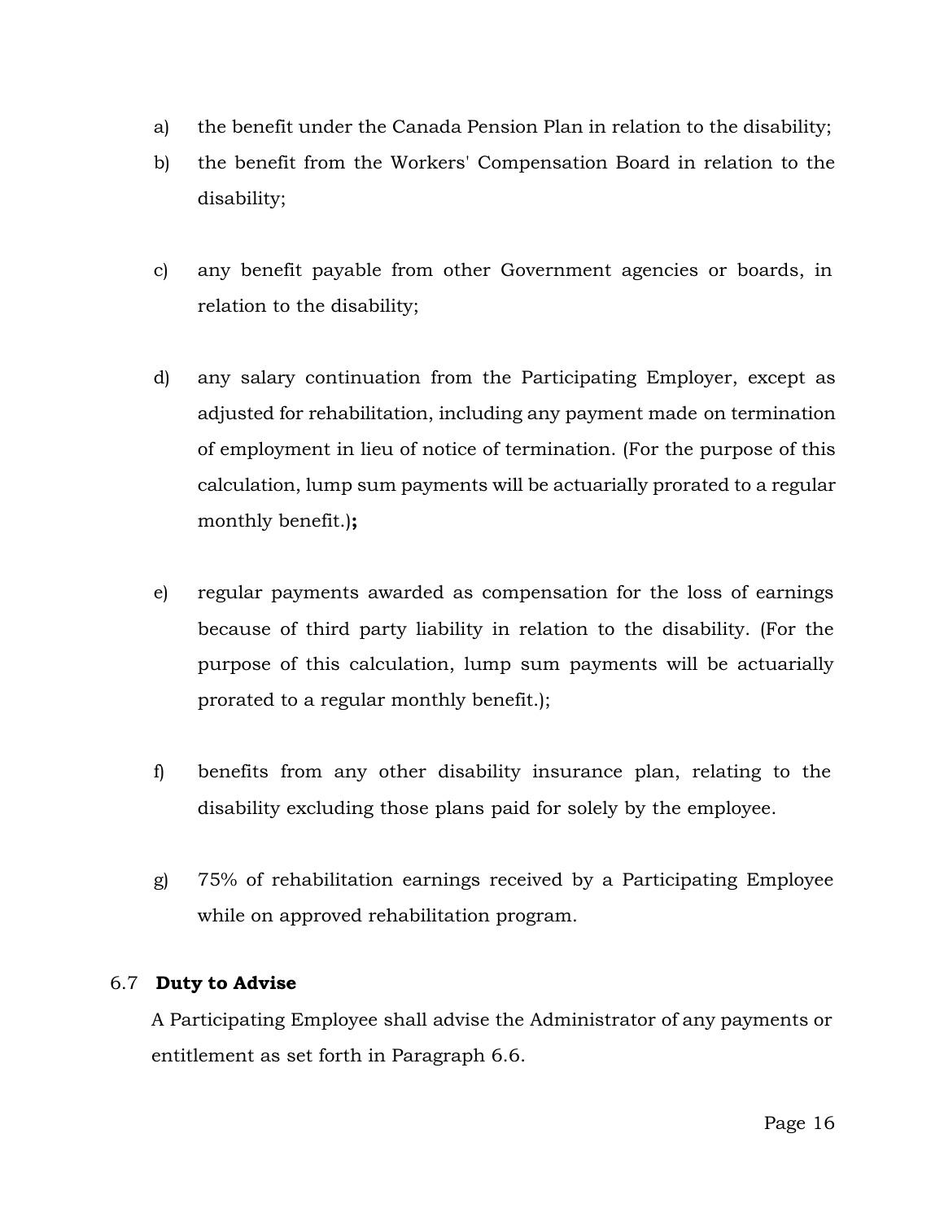a) the benefit under the Canada Pension Plan in relation to the disability;

b) the benefit from the Workers' Compensation Board in relation to the disability;

c) any benefit payable from other Government agencies or boards, in relation to the disability;

d) any salary continuation from the Participating Employer, except as adjusted for rehabilitation, including any payment made on termination of employment in lieu of notice of termination. (For the purpose of this calculation, lump sum payments will be actuarially prorated to a regular monthly benefit.)**;**

e) regular payments awarded as compensation for the loss of earnings because of third party liability in relation to the disability. (For the purpose of this calculation, lump sum payments will be actuarially prorated to a regular monthly benefit.);

f) benefits from any other disability insurance plan, relating to the disability excluding those plans paid for solely by the employee.

g) 75% of rehabilitation earnings received by a Participating Employee while on approved rehabilitation program.

### 6.7 **Duty to Advise**

A Participating Employee shall advise the Administrator of any payments or entitlement as set forth in Paragraph 6.6.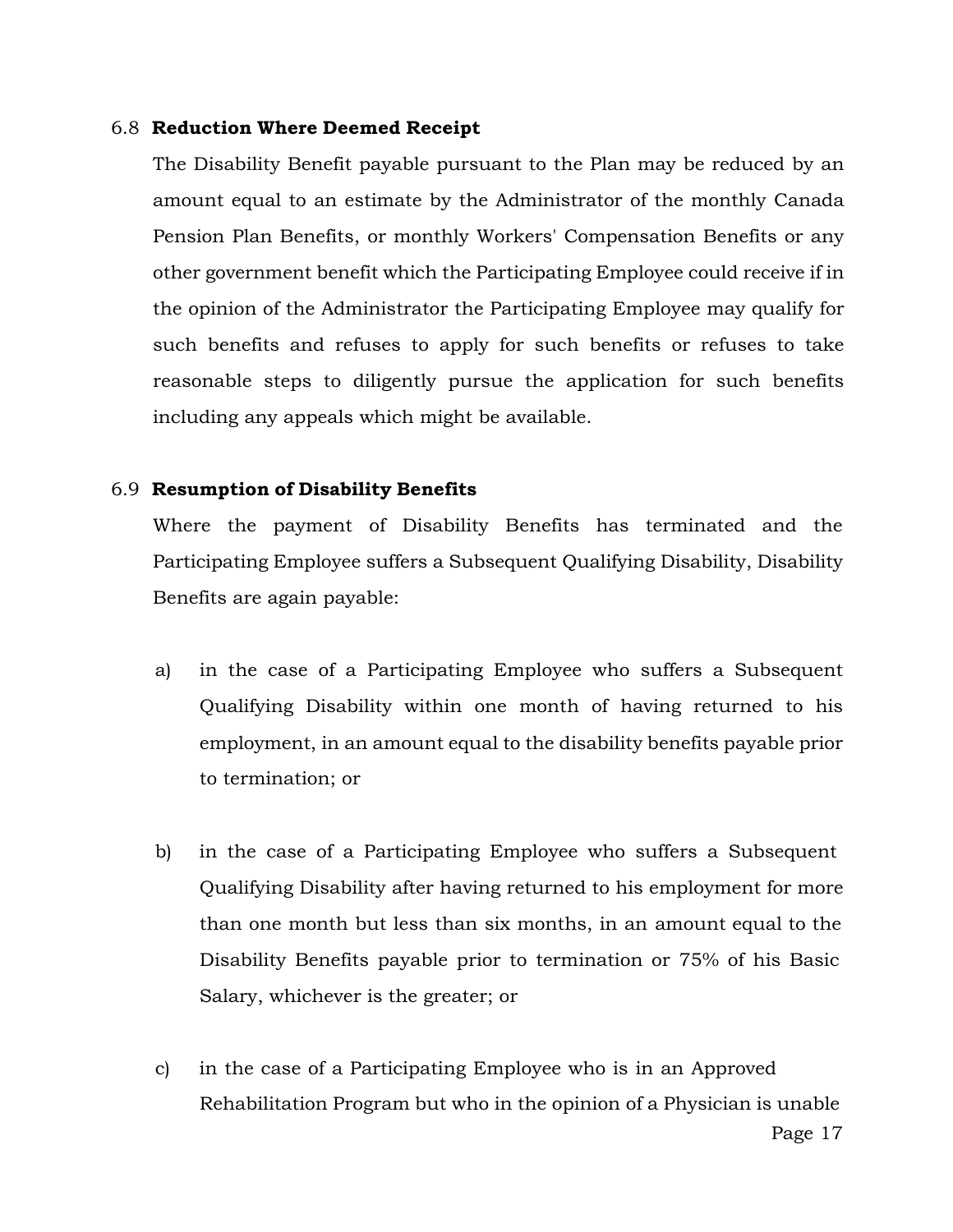### 6.8 **Reduction Where Deemed Receipt**

The Disability Benefit payable pursuant to the Plan may be reduced by an amount equal to an estimate by the Administrator of the monthly Canada Pension Plan Benefits, or monthly Workers' Compensation Benefits or any other government benefit which the Participating Employee could receive if in the opinion of the Administrator the Participating Employee may qualify for such benefits and refuses to apply for such benefits or refuses to take reasonable steps to diligently pursue the application for such benefits including any appeals which might be available.

### 6.9 **Resumption of Disability Benefits**

Where the payment of Disability Benefits has terminated and the Participating Employee suffers a Subsequent Qualifying Disability, Disability Benefits are again payable:

a) in the case of a Participating Employee who suffers a Subsequent Qualifying Disability within one month of having returned to his employment, in an amount equal to the disability benefits payable prior to termination; or

b) in the case of a Participating Employee who suffers a Subsequent Qualifying Disability after having returned to his employment for more than one month but less than six months, in an amount equal to the Disability Benefits payable prior to termination or 75% of his Basic Salary, whichever is the greater; or

c) in the case of a Participating Employee who is in an Approved Rehabilitation Program but who in the opinion of a Physician is unable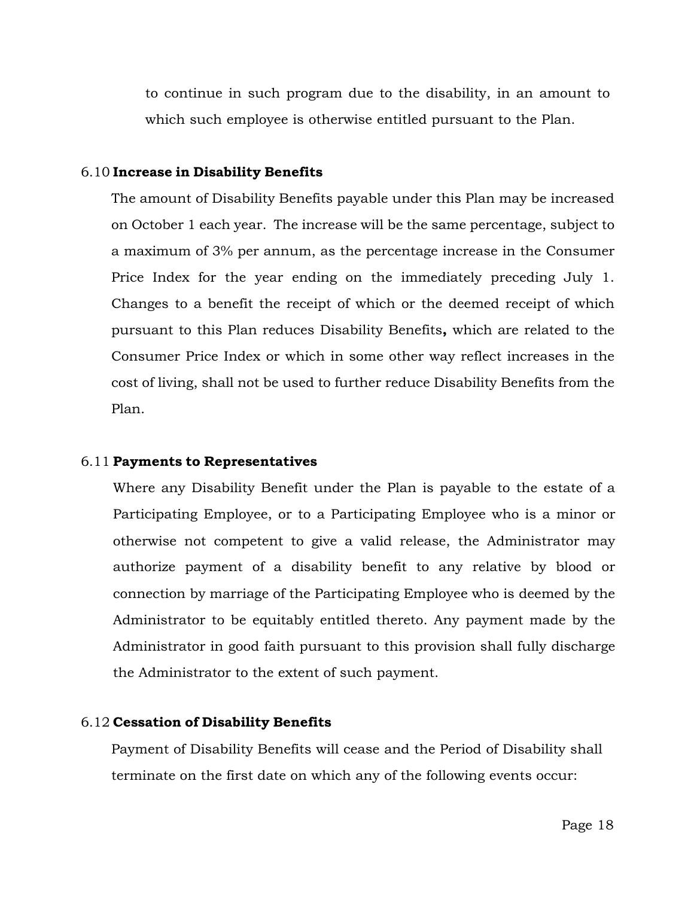to continue in such program due to the disability, in an amount to which such employee is otherwise entitled pursuant to the Plan.

### 6.10 **Increase in Disability Benefits**

The amount of Disability Benefits payable under this Plan may be increased on October 1 each year. The increase will be the same percentage, subject to a maximum of 3% per annum, as the percentage increase in the Consumer Price Index for the year ending on the immediately preceding July 1. Changes to a benefit the receipt of which or the deemed receipt of which pursuant to this Plan reduces Disability Benefits**,** which are related to the Consumer Price Index or which in some other way reflect increases in the cost of living, shall not be used to further reduce Disability Benefits from the Plan.

### 6.11 **Payments to Representatives**

Where any Disability Benefit under the Plan is payable to the estate of a Participating Employee, or to a Participating Employee who is a minor or otherwise not competent to give a valid release, the Administrator may authorize payment of a disability benefit to any relative by blood or connection by marriage of the Participating Employee who is deemed by the Administrator to be equitably entitled thereto. Any payment made by the Administrator in good faith pursuant to this provision shall fully discharge the Administrator to the extent of such payment.

### 6.12 **Cessation of Disability Benefits**

Payment of Disability Benefits will cease and the Period of Disability shall terminate on the first date on which any of the following events occur: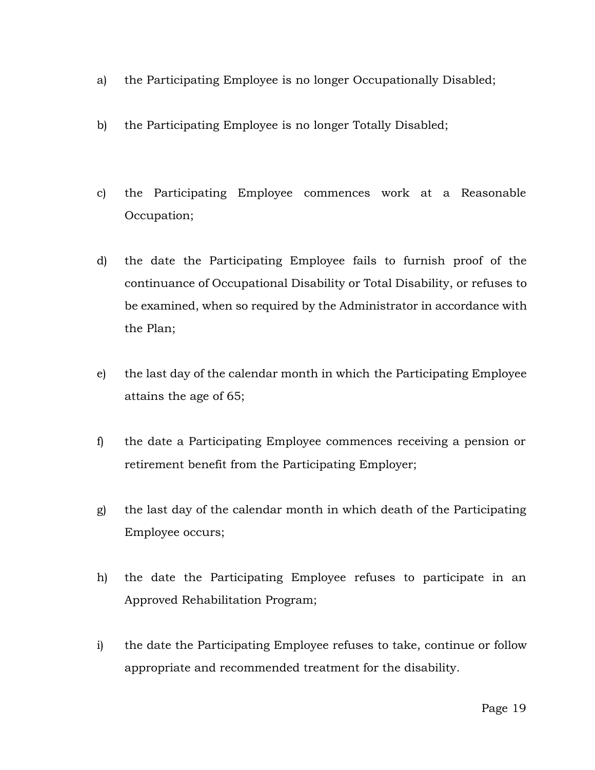a) the Participating Employee is no longer Occupationally Disabled;

b) the Participating Employee is no longer Totally Disabled;

c) the Participating Employee commences work at a Reasonable Occupation;

d) the date the Participating Employee fails to furnish proof of the continuance of Occupational Disability or Total Disability, or refuses to be examined, when so required by the Administrator in accordance with the Plan;

e) the last day of the calendar month in which the Participating Employee attains the age of 65;

f) the date a Participating Employee commences receiving a pension or retirement benefit from the Participating Employer;

g) the last day of the calendar month in which death of the Participating Employee occurs;

h) the date the Participating Employee refuses to participate in an Approved Rehabilitation Program;

i) the date the Participating Employee refuses to take, continue or follow appropriate and recommended treatment for the disability.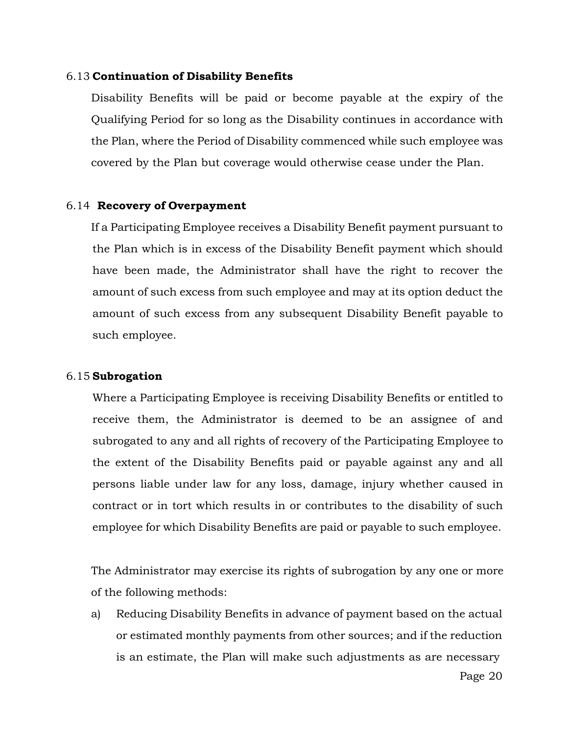### 6.13 Continuation of Disability Benefits

Disability Benefits will be paid or become payable at the expiry of the Qualifying Period for so long as the Disability continues in accordance with the Plan, where the Period of Disability commenced while such employee was covered by the Plan but coverage would otherwise cease under the Plan.

### 6.14 Recovery of Overpayment

If a Participating Employee receives a Disability Benefit payment pursuant to the Plan which is in excess of the Disability Benefit payment which should have been made, the Administrator shall have the right to recover the amount of such excess from such employee and may at its option deduct the amount of such excess from any subsequent Disability Benefit payable to such employee.

### 6.15 Subrogation

Where a Participating Employee is receiving Disability Benefits or entitled to receive them, the Administrator is deemed to be an assignee of and subrogated to any and all rights of recovery of the Participating Employee to the extent of the Disability Benefits paid or payable against any and all persons liable under law for any loss, damage, injury whether caused in contract or in tort which results in or contributes to the disability of such employee for which Disability Benefits are paid or payable to such employee.

The Administrator may exercise its rights of subrogation by any one or more of the following methods:

a) Reducing Disability Benefits in advance of payment based on the actual or estimated monthly payments from other sources; and if the reduction is an estimate, the Plan will make such adjustments as are necessary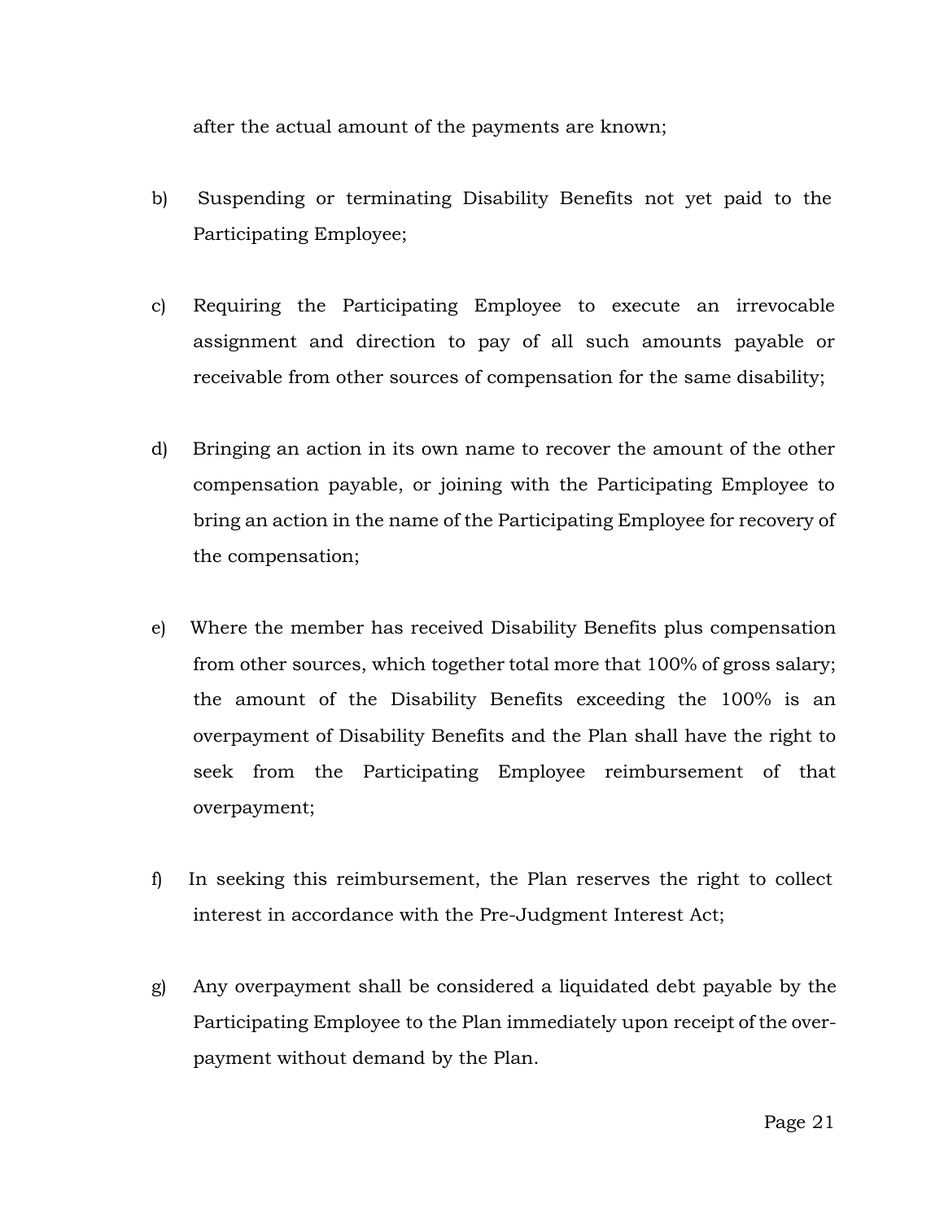after the actual amount of the payments are known;

b) Suspending or terminating Disability Benefits not yet paid to the Participating Employee;

c) Requiring the Participating Employee to execute an irrevocable assignment and direction to pay of all such amounts payable or receivable from other sources of compensation for the same disability;

d) Bringing an action in its own name to recover the amount of the other compensation payable, or joining with the Participating Employee to bring an action in the name of the Participating Employee for recovery of the compensation;

e) Where the member has received Disability Benefits plus compensation from other sources, which together total more that 100% of gross salary; the amount of the Disability Benefits exceeding the 100% is an overpayment of Disability Benefits and the Plan shall have the right to seek from the Participating Employee reimbursement of that overpayment;

f) In seeking this reimbursement, the Plan reserves the right to collect interest in accordance with the Pre-Judgment Interest Act;

g) Any overpayment shall be considered a liquidated debt payable by the Participating Employee to the Plan immediately upon receipt of the over-payment without demand by the Plan.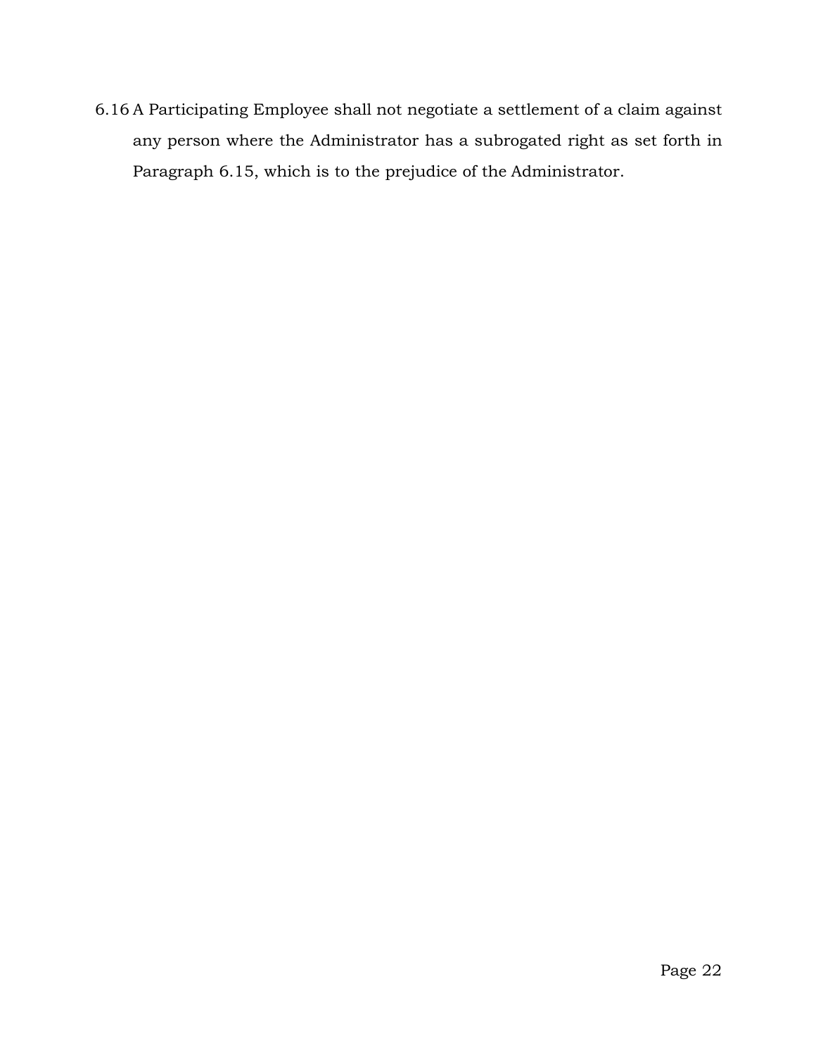6.16 A Participating Employee shall not negotiate a settlement of a claim against any person where the Administrator has a subrogated right as set forth in Paragraph 6.15, which is to the prejudice of the Administrator.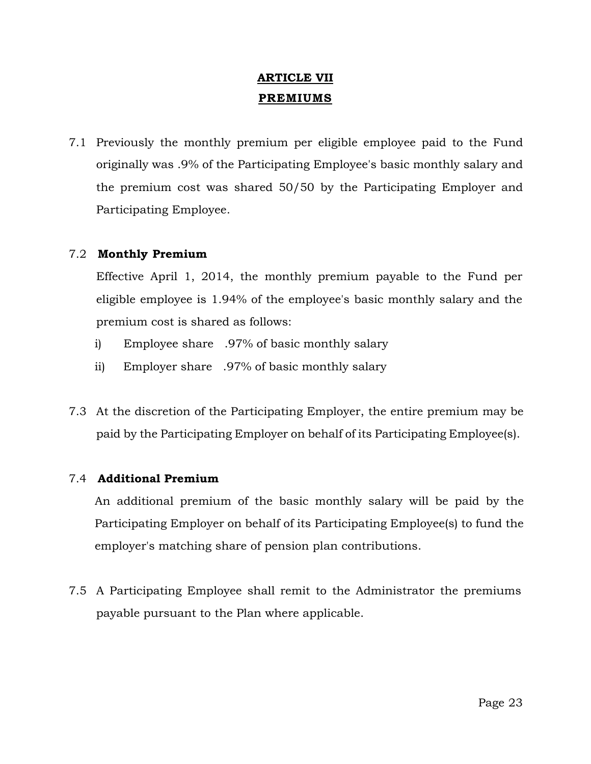# ARTICLE VII
# PREMIUMS

7.1 Previously the monthly premium per eligible employee paid to the Fund originally was .9% of the Participating Employee's basic monthly salary and the premium cost was shared 50/50 by the Participating Employer and Participating Employee.

7.2 **Monthly Premium**

Effective April 1, 2014, the monthly premium payable to the Fund per eligible employee is 1.94% of the employee's basic monthly salary and the premium cost is shared as follows:

i) Employee share .97% of basic monthly salary

ii) Employer share .97% of basic monthly salary

7.3 At the discretion of the Participating Employer, the entire premium may be paid by the Participating Employer on behalf of its Participating Employee(s).

7.4 **Additional Premium**

An additional premium of the basic monthly salary will be paid by the Participating Employer on behalf of its Participating Employee(s) to fund the employer's matching share of pension plan contributions.

7.5 A Participating Employee shall remit to the Administrator the premiums payable pursuant to the Plan where applicable.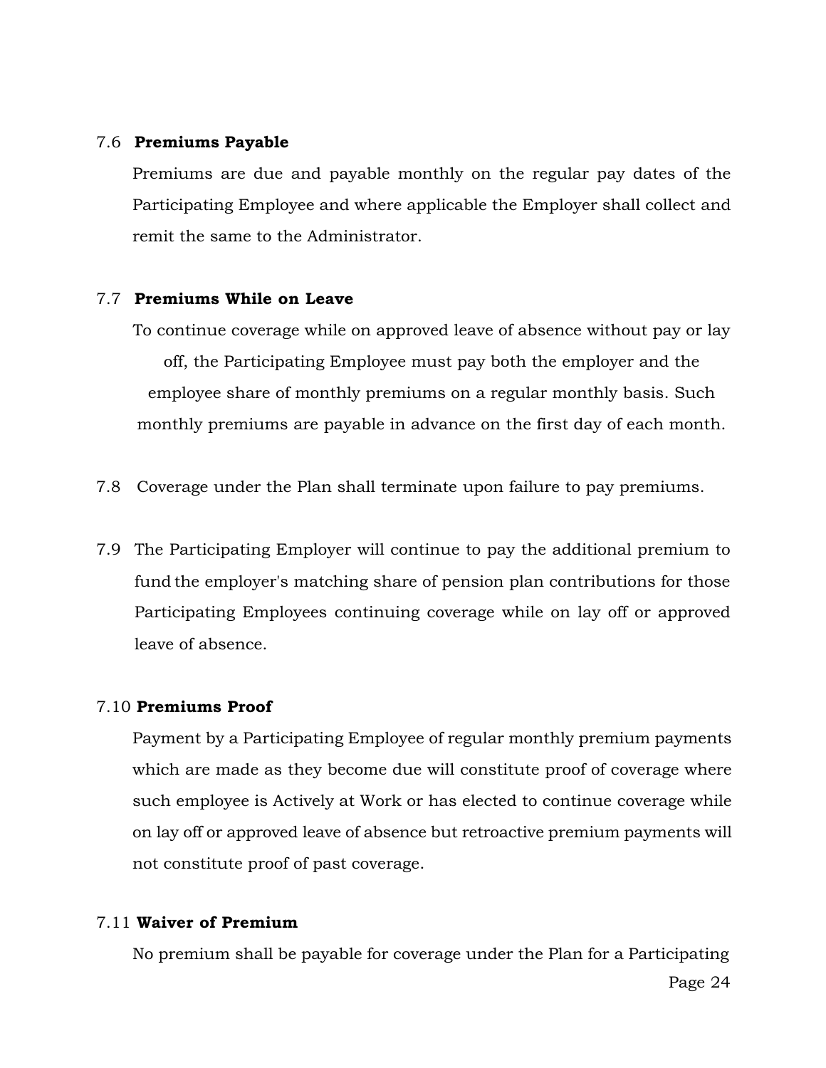7.6 **Premiums Payable**

Premiums are due and payable monthly on the regular pay dates of the Participating Employee and where applicable the Employer shall collect and remit the same to the Administrator.

7.7 **Premiums While on Leave**

To continue coverage while on approved leave of absence without pay or lay off, the Participating Employee must pay both the employer and the employee share of monthly premiums on a regular monthly basis. Such monthly premiums are payable in advance on the first day of each month.

7.8 Coverage under the Plan shall terminate upon failure to pay premiums.

7.9 The Participating Employer will continue to pay the additional premium to fund the employer's matching share of pension plan contributions for those Participating Employees continuing coverage while on lay off or approved leave of absence.

7.10 **Premiums Proof**

Payment by a Participating Employee of regular monthly premium payments which are made as they become due will constitute proof of coverage where such employee is Actively at Work or has elected to continue coverage while on lay off or approved leave of absence but retroactive premium payments will not constitute proof of past coverage.

7.11 **Waiver of Premium**

No premium shall be payable for coverage under the Plan for a Participating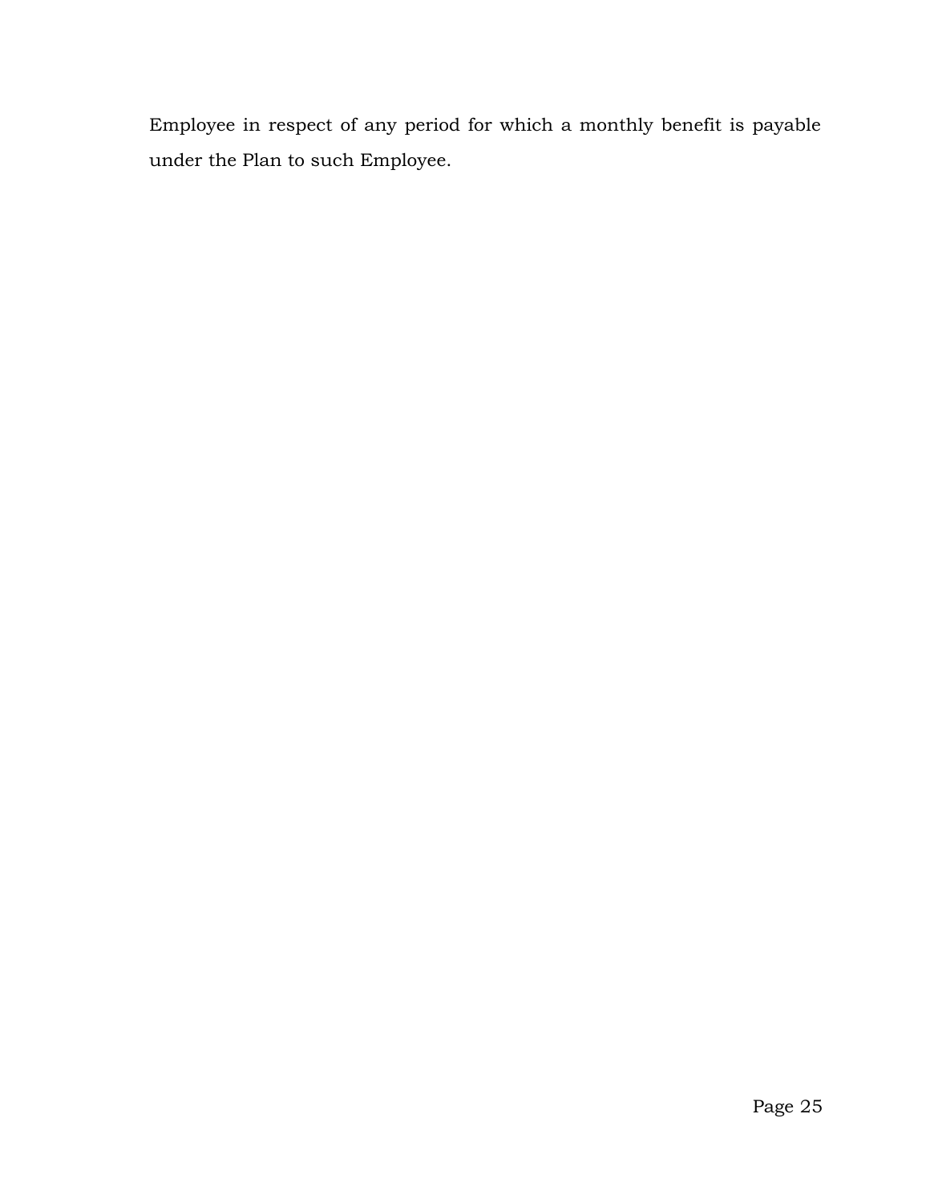Employee in respect of any period for which a monthly benefit is payable under the Plan to such Employee.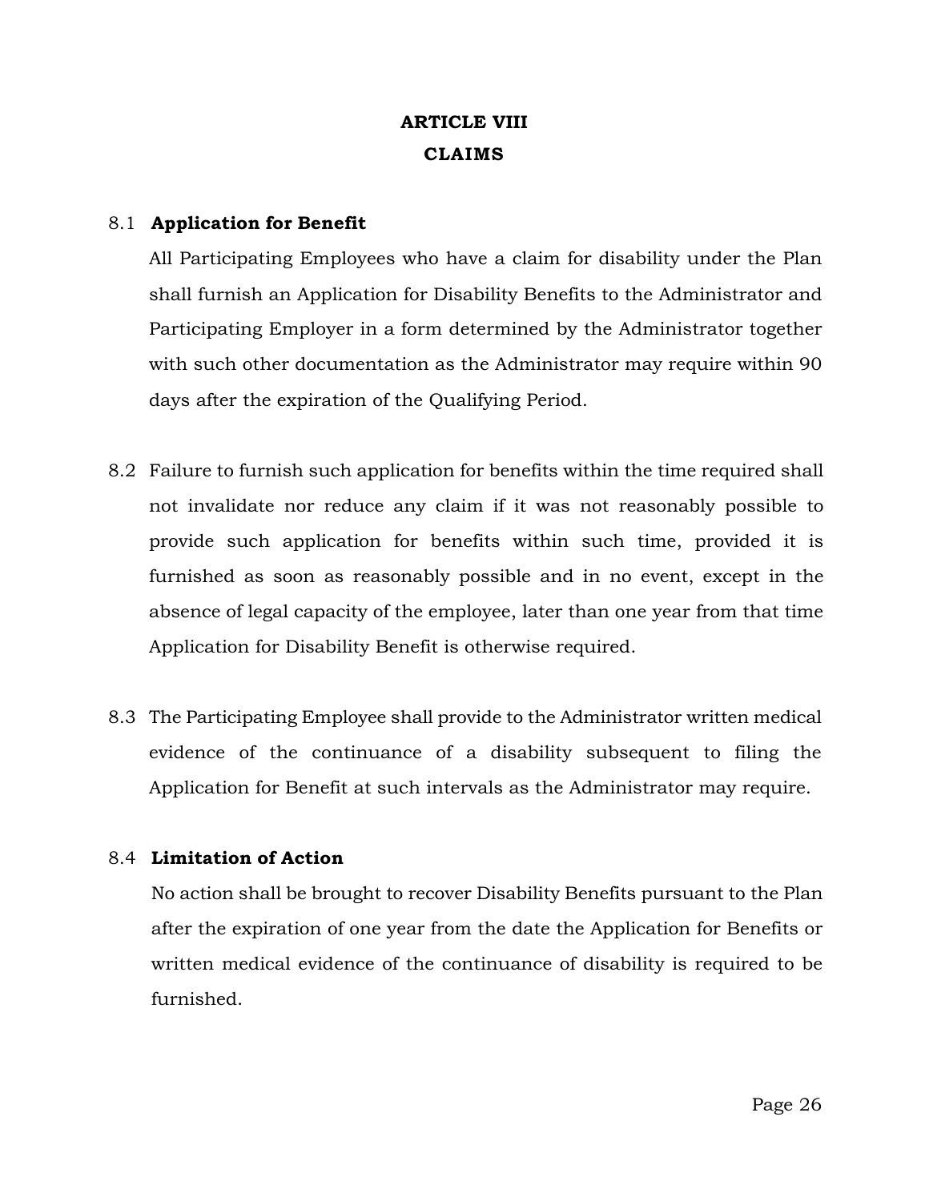# ARTICLE VIII
# CLAIMS

8.1 **Application for Benefit**

All Participating Employees who have a claim for disability under the Plan shall furnish an Application for Disability Benefits to the Administrator and Participating Employer in a form determined by the Administrator together with such other documentation as the Administrator may require within 90 days after the expiration of the Qualifying Period.

8.2 Failure to furnish such application for benefits within the time required shall not invalidate nor reduce any claim if it was not reasonably possible to provide such application for benefits within such time, provided it is furnished as soon as reasonably possible and in no event, except in the absence of legal capacity of the employee, later than one year from that time Application for Disability Benefit is otherwise required.

8.3 The Participating Employee shall provide to the Administrator written medical evidence of the continuance of a disability subsequent to filing the Application for Benefit at such intervals as the Administrator may require.

8.4 **Limitation of Action**

No action shall be brought to recover Disability Benefits pursuant to the Plan after the expiration of one year from the date the Application for Benefits or written medical evidence of the continuance of disability is required to be furnished.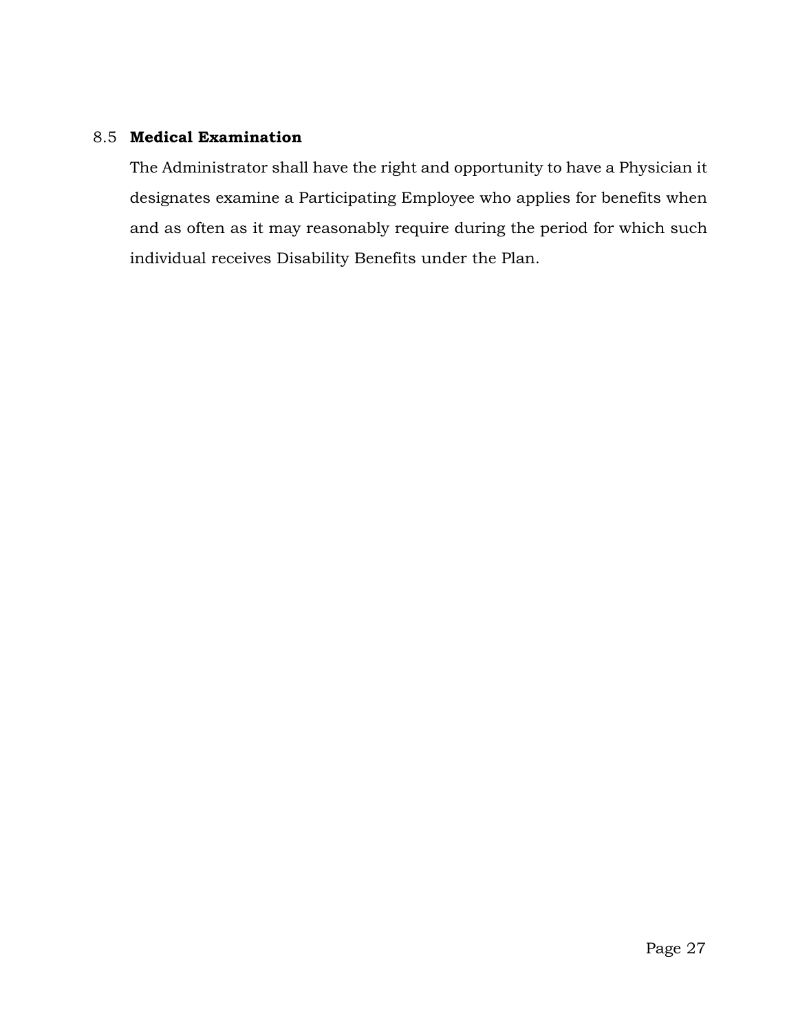### 8.5 **Medical Examination**

The Administrator shall have the right and opportunity to have a Physician it designates examine a Participating Employee who applies for benefits when and as often as it may reasonably require during the period for which such individual receives Disability Benefits under the Plan.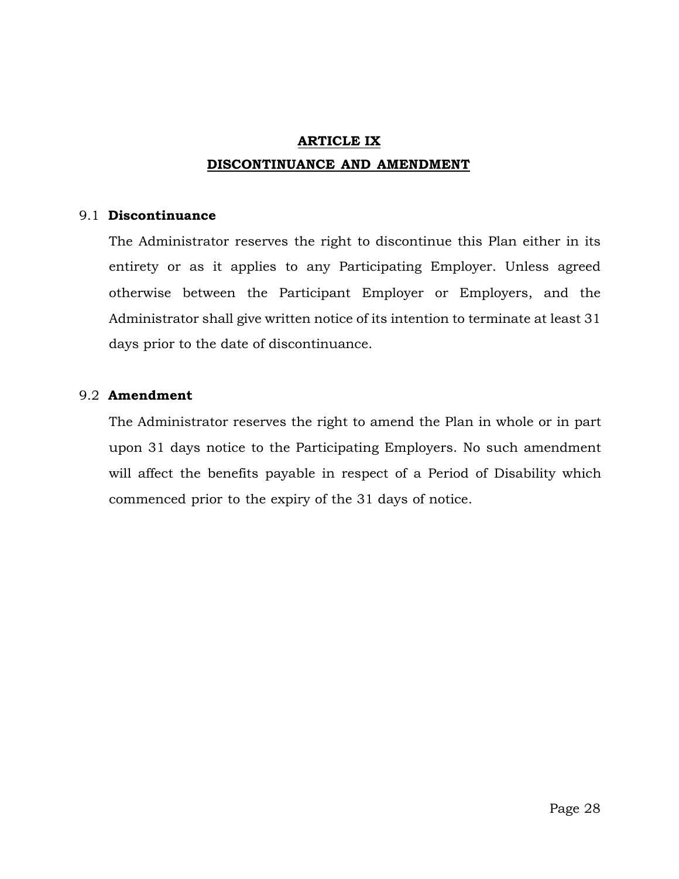# ARTICLE IX

## DISCONTINUANCE AND AMENDMENT

### 9.1 **Discontinuance**

The Administrator reserves the right to discontinue this Plan either in its entirety or as it applies to any Participating Employer. Unless agreed otherwise between the Participant Employer or Employers, and the Administrator shall give written notice of its intention to terminate at least 31 days prior to the date of discontinuance.

### 9.2 **Amendment**

The Administrator reserves the right to amend the Plan in whole or in part upon 31 days notice to the Participating Employers. No such amendment will affect the benefits payable in respect of a Period of Disability which commenced prior to the expiry of the 31 days of notice.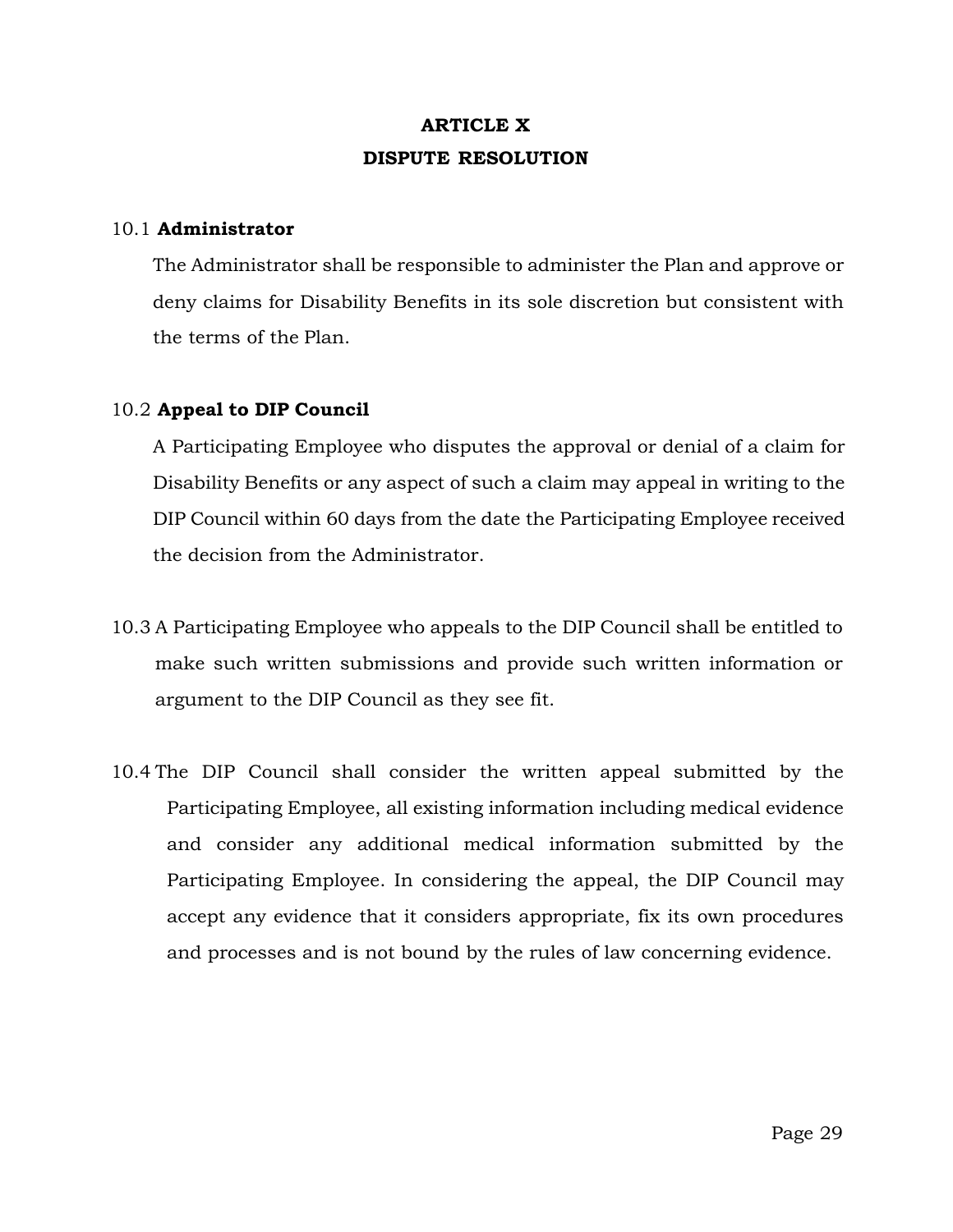## ARTICLE X
## DISPUTE RESOLUTION

10.1 **Administrator**

The Administrator shall be responsible to administer the Plan and approve or deny claims for Disability Benefits in its sole discretion but consistent with the terms of the Plan.

10.2 **Appeal to DIP Council**

A Participating Employee who disputes the approval or denial of a claim for Disability Benefits or any aspect of such a claim may appeal in writing to the DIP Council within 60 days from the date the Participating Employee received the decision from the Administrator.

10.3 A Participating Employee who appeals to the DIP Council shall be entitled to make such written submissions and provide such written information or argument to the DIP Council as they see fit.

10.4 The DIP Council shall consider the written appeal submitted by the Participating Employee, all existing information including medical evidence and consider any additional medical information submitted by the Participating Employee. In considering the appeal, the DIP Council may accept any evidence that it considers appropriate, fix its own procedures and processes and is not bound by the rules of law concerning evidence.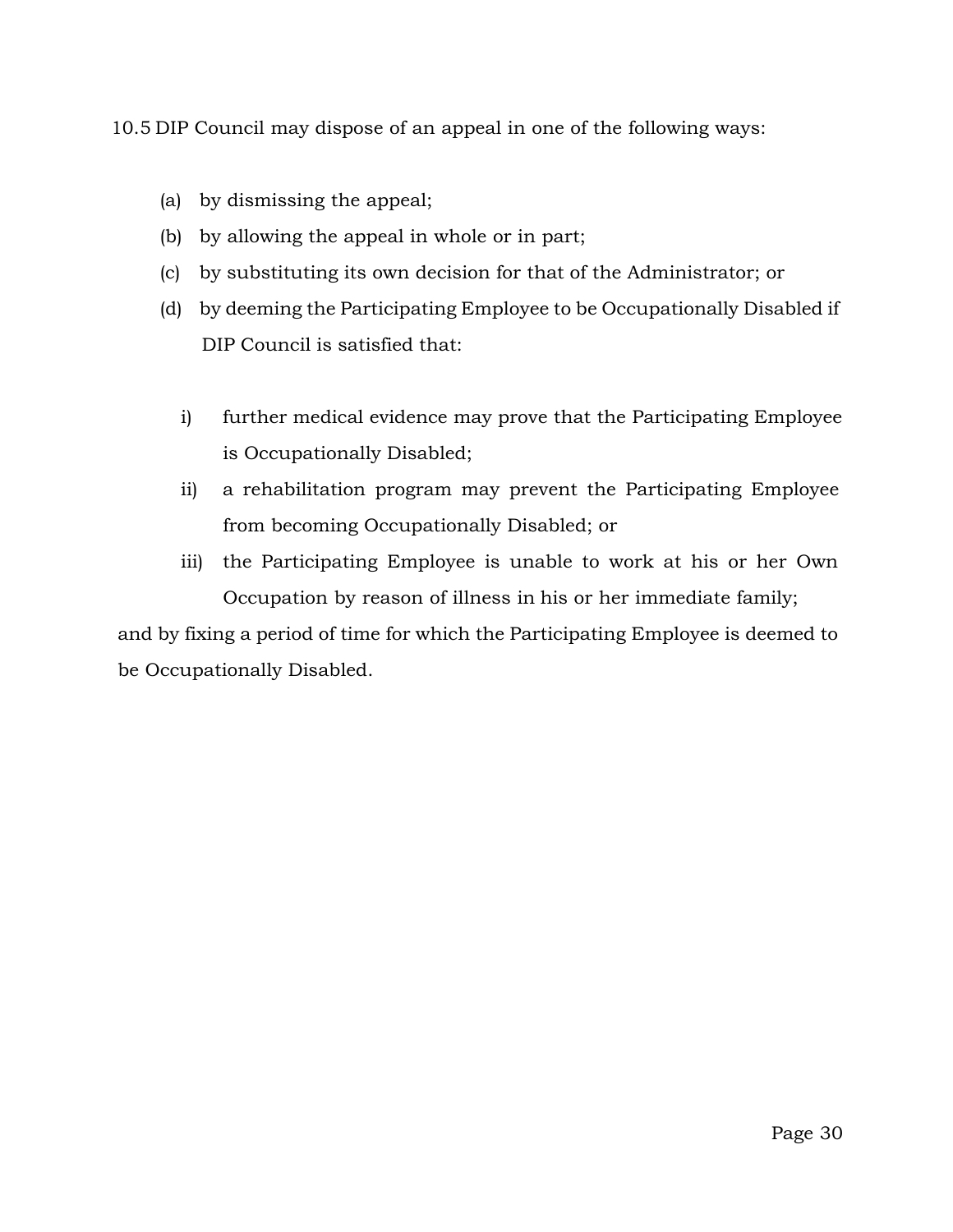10.5 DIP Council may dispose of an appeal in one of the following ways:

(a) by dismissing the appeal;

(b) by allowing the appeal in whole or in part;

(c) by substituting its own decision for that of the Administrator; or

(d) by deeming the Participating Employee to be Occupationally Disabled if DIP Council is satisfied that:

   i) further medical evidence may prove that the Participating Employee is Occupationally Disabled;

   ii) a rehabilitation program may prevent the Participating Employee from becoming Occupationally Disabled; or

   iii) the Participating Employee is unable to work at his or her Own Occupation by reason of illness in his or her immediate family;

and by fixing a period of time for which the Participating Employee is deemed to be Occupationally Disabled.